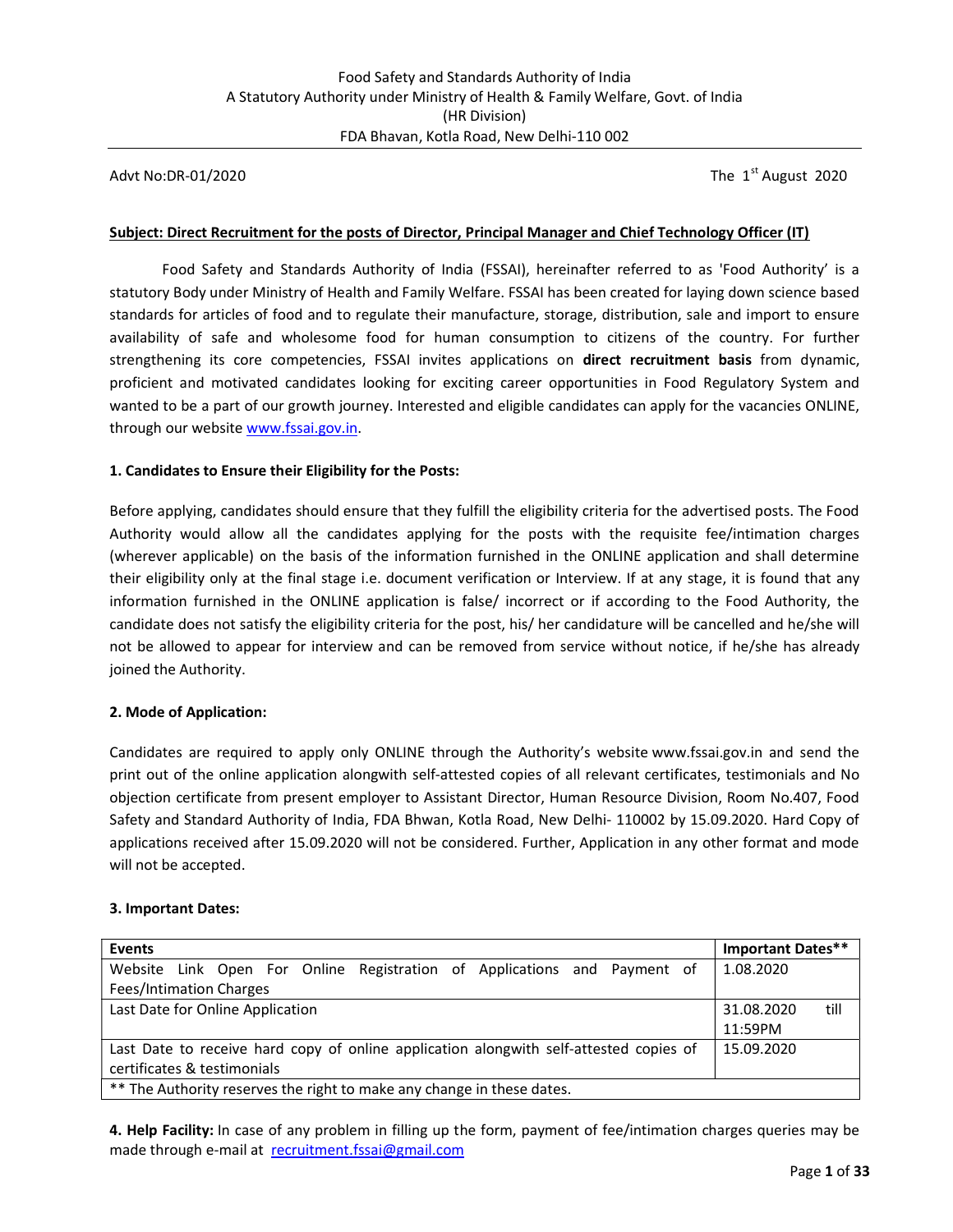Food Safety and Standards Authority of India
A Statutory Authority under Ministry of Health & Family Welfare, Govt. of India
(HR Division)
FDA Bhavan, Kotla Road, New Delhi-110 002

Advt No:DR-01/2020 The 1st August 2020

**Subject: Direct Recruitment for the posts of Director, Principal Manager and Chief Technology Officer (IT)**

Food Safety and Standards Authority of India (FSSAI), hereinafter referred to as 'Food Authority' is a statutory Body under Ministry of Health and Family Welfare. FSSAI has been created for laying down science based standards for articles of food and to regulate their manufacture, storage, distribution, sale and import to ensure availability of safe and wholesome food for human consumption to citizens of the country. For further strengthening its core competencies, FSSAI invites applications on **direct recruitment basis** from dynamic, proficient and motivated candidates looking for exciting career opportunities in Food Regulatory System and wanted to be a part of our growth journey. Interested and eligible candidates can apply for the vacancies ONLINE, through our website www.fssai.gov.in.

**1. Candidates to Ensure their Eligibility for the Posts:**

Before applying, candidates should ensure that they fulfill the eligibility criteria for the advertised posts. The Food Authority would allow all the candidates applying for the posts with the requisite fee/intimation charges (wherever applicable) on the basis of the information furnished in the ONLINE application and shall determine their eligibility only at the final stage i.e. document verification or Interview. If at any stage, it is found that any information furnished in the ONLINE application is false/ incorrect or if according to the Food Authority, the candidate does not satisfy the eligibility criteria for the post, his/ her candidature will be cancelled and he/she will not be allowed to appear for interview and can be removed from service without notice, if he/she has already joined the Authority.

**2. Mode of Application:**

Candidates are required to apply only ONLINE through the Authority's website www.fssai.gov.in and send the print out of the online application alongwith self-attested copies of all relevant certificates, testimonials and No objection certificate from present employer to Assistant Director, Human Resource Division, Room No.407, Food Safety and Standard Authority of India, FDA Bhwan, Kotla Road, New Delhi- 110002 by 15.09.2020. Hard Copy of applications received after 15.09.2020 will not be considered. Further, Application in any other format and mode will not be accepted.

**3. Important Dates:**

| Events | Important Dates** |
|---|---|
| Website Link Open For Online Registration of Applications and Payment of Fees/Intimation Charges | 1.08.2020 |
| Last Date for Online Application | 31.08.2020 till 11:59PM |
| Last Date to receive hard copy of online application alongwith self-attested copies of certificates & testimonials | 15.09.2020 |
| ** The Authority reserves the right to make any change in these dates. | |

**4. Help Facility:** In case of any problem in filling up the form, payment of fee/intimation charges queries may be made through e-mail at recruitment.fssai@gmail.com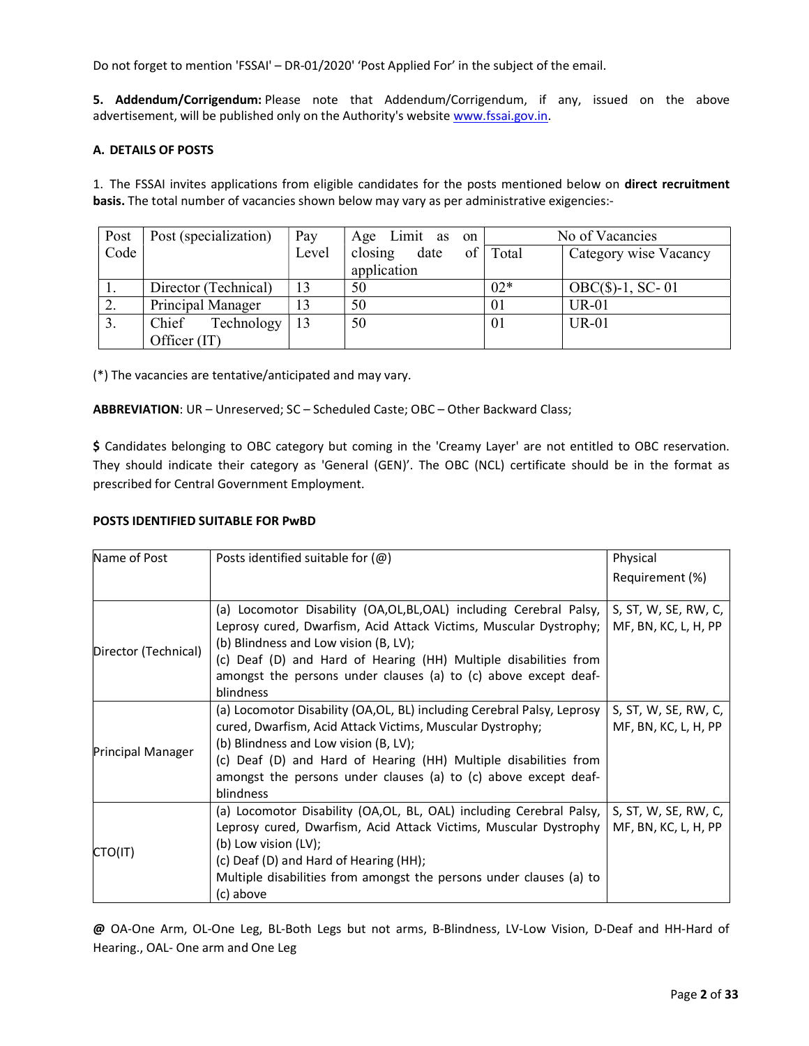Do not forget to mention 'FSSAI' – DR-01/2020' 'Post Applied For' in the subject of the email.

**5. Addendum/Corrigendum:** Please note that Addendum/Corrigendum, if any, issued on the above advertisement, will be published only on the Authority's website www.fssai.gov.in.

**A. DETAILS OF POSTS**

1. The FSSAI invites applications from eligible candidates for the posts mentioned below on **direct recruitment basis.** The total number of vacancies shown below may vary as per administrative exigencies:-

| Post Code | Post (specialization) | Pay Level | Age Limit as on closing date of application | No of Vacancies | |
|---|---|---|---|---|---|
| | | | | Total | Category wise Vacancy |
| 1. | Director (Technical) | 13 | 50 | 02* | OBC($)-1, SC- 01 |
| 2. | Principal Manager | 13 | 50 | 01 | UR-01 |
| 3. | Chief Technology Officer (IT) | 13 | 50 | 01 | UR-01 |

(*) The vacancies are tentative/anticipated and may vary.

**ABBREVIATION**: UR – Unreserved; SC – Scheduled Caste; OBC – Other Backward Class;

**$** Candidates belonging to OBC category but coming in the 'Creamy Layer' are not entitled to OBC reservation. They should indicate their category as 'General (GEN)'. The OBC (NCL) certificate should be in the format as prescribed for Central Government Employment.

**POSTS IDENTIFIED SUITABLE FOR PwBD**

| Name of Post | Posts identified suitable for (@) | Physical Requirement (%) |
|---|---|---|
| Director (Technical) | (a) Locomotor Disability (OA,OL,BL,OAL) including Cerebral Palsy, Leprosy cured, Dwarfism, Acid Attack Victims, Muscular Dystrophy; (b) Blindness and Low vision (B, LV); (c) Deaf (D) and Hard of Hearing (HH) Multiple disabilities from amongst the persons under clauses (a) to (c) above except deaf-blindness | S, ST, W, SE, RW, C, MF, BN, KC, L, H, PP |
| Principal Manager | (a) Locomotor Disability (OA,OL, BL) including Cerebral Palsy, Leprosy cured, Dwarfism, Acid Attack Victims, Muscular Dystrophy; (b) Blindness and Low vision (B, LV); (c) Deaf (D) and Hard of Hearing (HH) Multiple disabilities from amongst the persons under clauses (a) to (c) above except deaf-blindness | S, ST, W, SE, RW, C, MF, BN, KC, L, H, PP |
| CTO(IT) | (a) Locomotor Disability (OA,OL, BL, OAL) including Cerebral Palsy, Leprosy cured, Dwarfism, Acid Attack Victims, Muscular Dystrophy (b) Low vision (LV); (c) Deaf (D) and Hard of Hearing (HH); Multiple disabilities from amongst the persons under clauses (a) to (c) above | S, ST, W, SE, RW, C, MF, BN, KC, L, H, PP |

**@** OA-One Arm, OL-One Leg, BL-Both Legs but not arms, B-Blindness, LV-Low Vision, D-Deaf and HH-Hard of Hearing., OAL- One arm and One Leg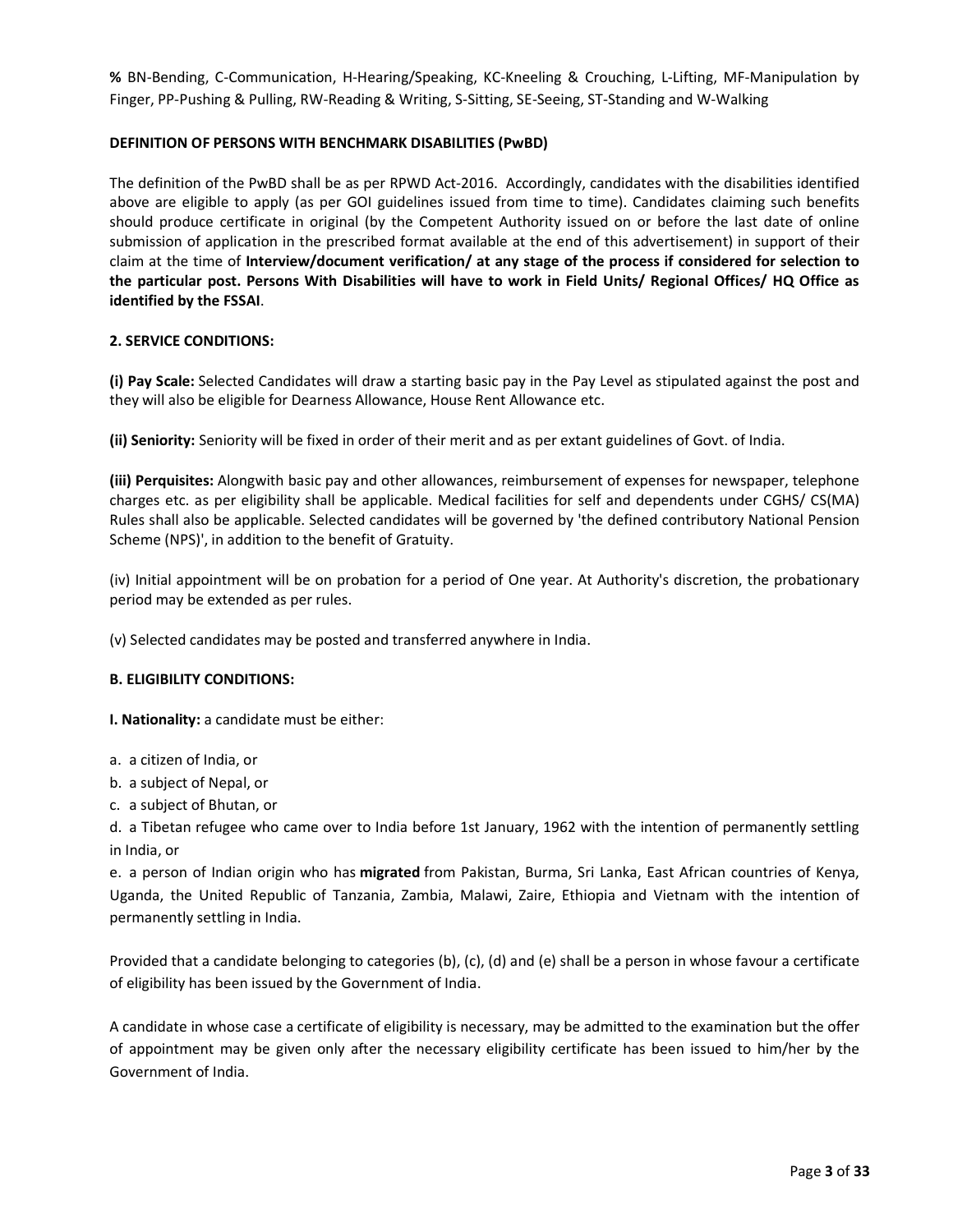**%** BN-Bending, C-Communication, H-Hearing/Speaking, KC-Kneeling & Crouching, L-Lifting, MF-Manipulation by Finger, PP-Pushing & Pulling, RW-Reading & Writing, S-Sitting, SE-Seeing, ST-Standing and W-Walking

**DEFINITION OF PERSONS WITH BENCHMARK DISABILITIES (PwBD)**

The definition of the PwBD shall be as per RPWD Act-2016. Accordingly, candidates with the disabilities identified above are eligible to apply (as per GOI guidelines issued from time to time). Candidates claiming such benefits should produce certificate in original (by the Competent Authority issued on or before the last date of online submission of application in the prescribed format available at the end of this advertisement) in support of their claim at the time of **Interview/document verification/ at any stage of the process if considered for selection to the particular post. Persons With Disabilities will have to work in Field Units/ Regional Offices/ HQ Office as identified by the FSSAI**.

**2. SERVICE CONDITIONS:**

**(i) Pay Scale:** Selected Candidates will draw a starting basic pay in the Pay Level as stipulated against the post and they will also be eligible for Dearness Allowance, House Rent Allowance etc.

**(ii) Seniority:** Seniority will be fixed in order of their merit and as per extant guidelines of Govt. of India.

**(iii) Perquisites:** Alongwith basic pay and other allowances, reimbursement of expenses for newspaper, telephone charges etc. as per eligibility shall be applicable. Medical facilities for self and dependents under CGHS/ CS(MA) Rules shall also be applicable. Selected candidates will be governed by 'the defined contributory National Pension Scheme (NPS)', in addition to the benefit of Gratuity.

(iv) Initial appointment will be on probation for a period of One year. At Authority's discretion, the probationary period may be extended as per rules.

(v) Selected candidates may be posted and transferred anywhere in India.

**B. ELIGIBILITY CONDITIONS:**

**I. Nationality:** a candidate must be either:

a. a citizen of India, or
b. a subject of Nepal, or
c. a subject of Bhutan, or
d. a Tibetan refugee who came over to India before 1st January, 1962 with the intention of permanently settling in India, or
e. a person of Indian origin who has **migrated** from Pakistan, Burma, Sri Lanka, East African countries of Kenya, Uganda, the United Republic of Tanzania, Zambia, Malawi, Zaire, Ethiopia and Vietnam with the intention of permanently settling in India.

Provided that a candidate belonging to categories (b), (c), (d) and (e) shall be a person in whose favour a certificate of eligibility has been issued by the Government of India.

A candidate in whose case a certificate of eligibility is necessary, may be admitted to the examination but the offer of appointment may be given only after the necessary eligibility certificate has been issued to him/her by the Government of India.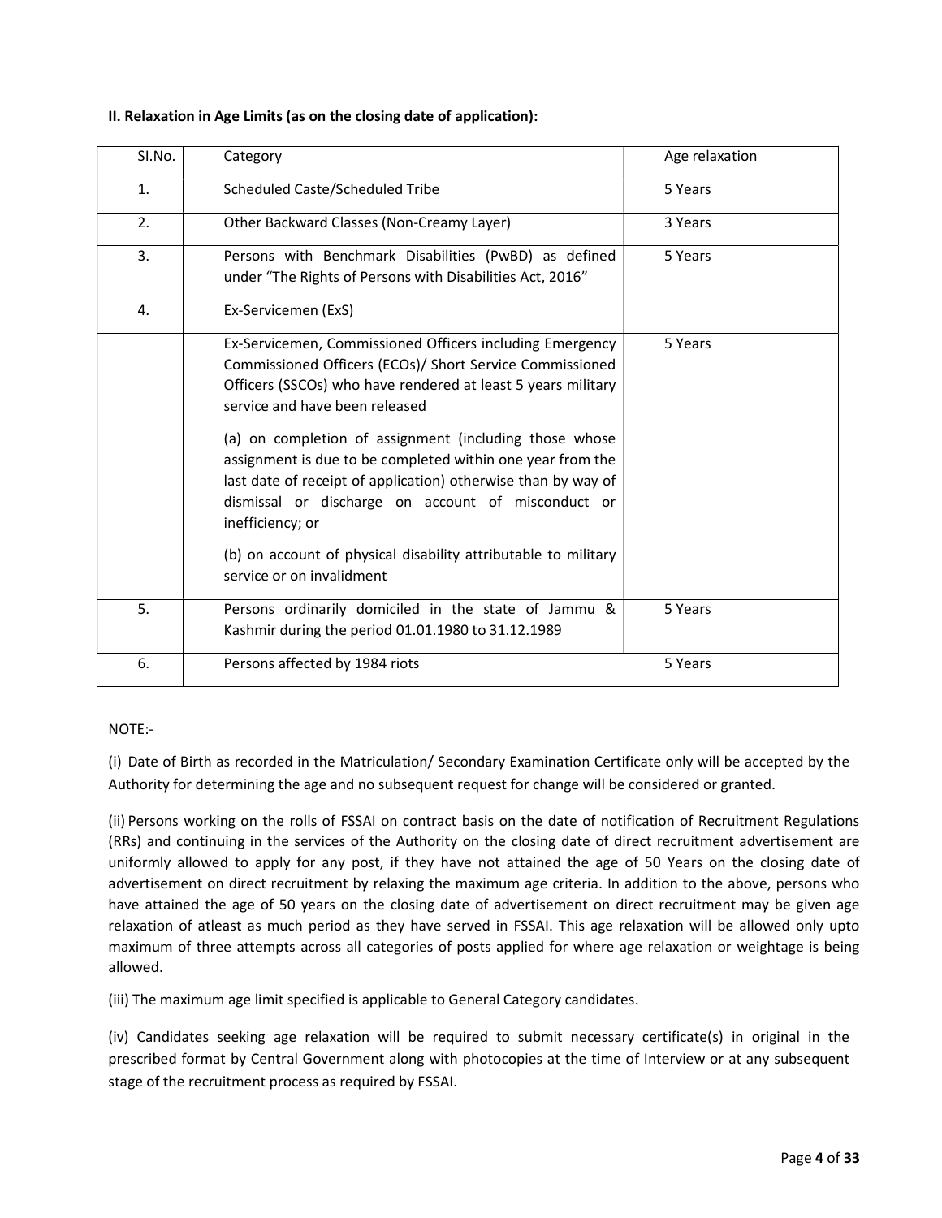**II. Relaxation in Age Limits (as on the closing date of application):**

| SI.No. | Category | Age relaxation |
|---|---|---|
| 1. | Scheduled Caste/Scheduled Tribe | 5 Years |
| 2. | Other Backward Classes (Non-Creamy Layer) | 3 Years |
| 3. | Persons with Benchmark Disabilities (PwBD) as defined under "The Rights of Persons with Disabilities Act, 2016" | 5 Years |
| 4. | Ex-Servicemen (ExS) | |
| | Ex-Servicemen, Commissioned Officers including Emergency Commissioned Officers (ECOs)/ Short Service Commissioned Officers (SSCOs) who have rendered at least 5 years military service and have been released<br><br>(a) on completion of assignment (including those whose assignment is due to be completed within one year from the last date of receipt of application) otherwise than by way of dismissal or discharge on account of misconduct or inefficiency; or<br><br>(b) on account of physical disability attributable to military service or on invalidment | 5 Years |
| 5. | Persons ordinarily domiciled in the state of Jammu & Kashmir during the period 01.01.1980 to 31.12.1989 | 5 Years |
| 6. | Persons affected by 1984 riots | 5 Years |

NOTE:-

(i) Date of Birth as recorded in the Matriculation/ Secondary Examination Certificate only will be accepted by the Authority for determining the age and no subsequent request for change will be considered or granted.

(ii) Persons working on the rolls of FSSAI on contract basis on the date of notification of Recruitment Regulations (RRs) and continuing in the services of the Authority on the closing date of direct recruitment advertisement are uniformly allowed to apply for any post, if they have not attained the age of 50 Years on the closing date of advertisement on direct recruitment by relaxing the maximum age criteria. In addition to the above, persons who have attained the age of 50 years on the closing date of advertisement on direct recruitment may be given age relaxation of atleast as much period as they have served in FSSAI. This age relaxation will be allowed only upto maximum of three attempts across all categories of posts applied for where age relaxation or weightage is being allowed.

(iii) The maximum age limit specified is applicable to General Category candidates.

(iv) Candidates seeking age relaxation will be required to submit necessary certificate(s) in original in the prescribed format by Central Government along with photocopies at the time of Interview or at any subsequent stage of the recruitment process as required by FSSAI.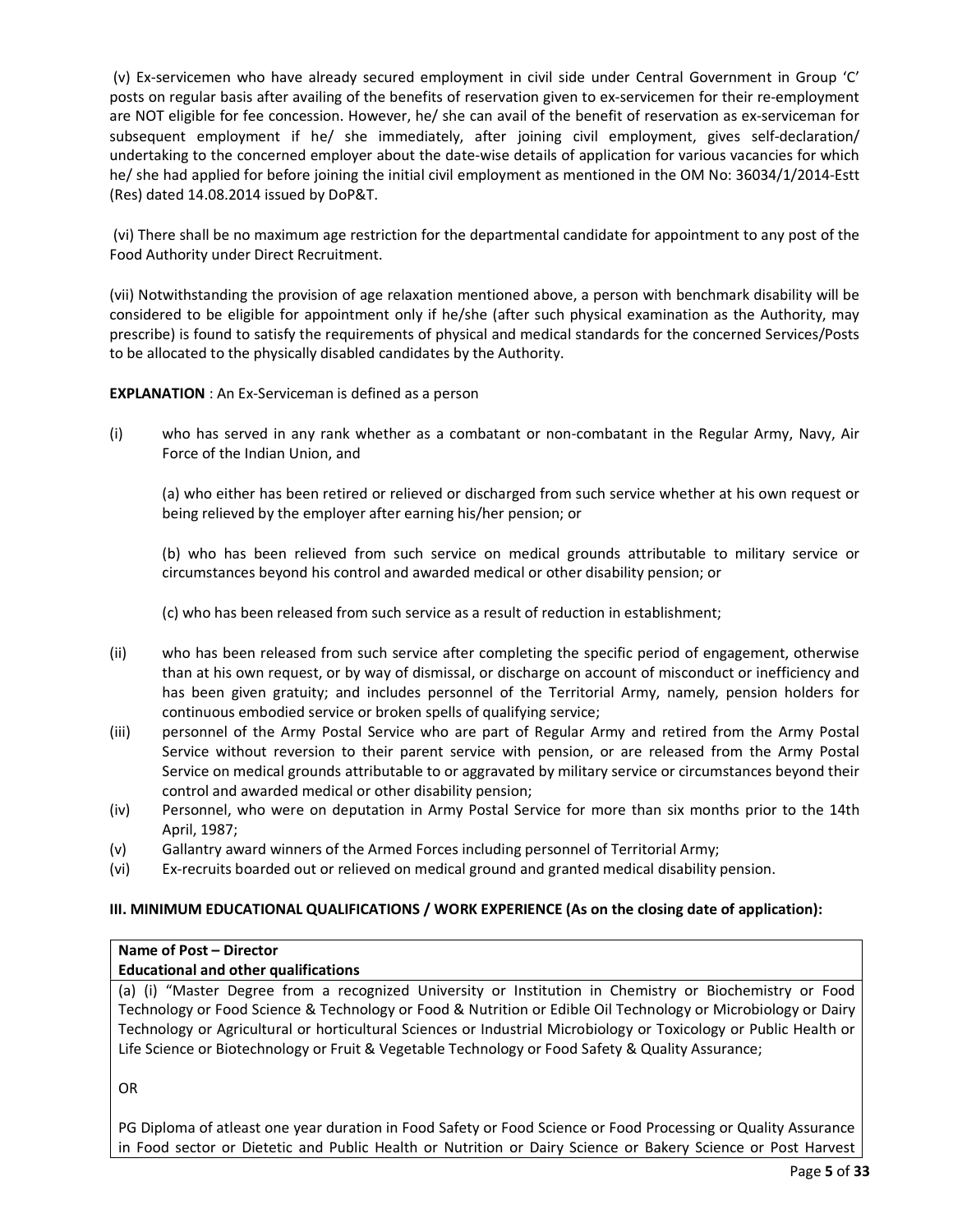(v) Ex-servicemen who have already secured employment in civil side under Central Government in Group 'C' posts on regular basis after availing of the benefits of reservation given to ex-servicemen for their re-employment are NOT eligible for fee concession. However, he/ she can avail of the benefit of reservation as ex-serviceman for subsequent employment if he/ she immediately, after joining civil employment, gives self-declaration/ undertaking to the concerned employer about the date-wise details of application for various vacancies for which he/ she had applied for before joining the initial civil employment as mentioned in the OM No: 36034/1/2014-Estt (Res) dated 14.08.2014 issued by DoP&T.

(vi) There shall be no maximum age restriction for the departmental candidate for appointment to any post of the Food Authority under Direct Recruitment.

(vii) Notwithstanding the provision of age relaxation mentioned above, a person with benchmark disability will be considered to be eligible for appointment only if he/she (after such physical examination as the Authority, may prescribe) is found to satisfy the requirements of physical and medical standards for the concerned Services/Posts to be allocated to the physically disabled candidates by the Authority.

**EXPLANATION** : An Ex-Serviceman is defined as a person

(i) who has served in any rank whether as a combatant or non-combatant in the Regular Army, Navy, Air Force of the Indian Union, and

(a) who either has been retired or relieved or discharged from such service whether at his own request or being relieved by the employer after earning his/her pension; or

(b) who has been relieved from such service on medical grounds attributable to military service or circumstances beyond his control and awarded medical or other disability pension; or

(c) who has been released from such service as a result of reduction in establishment;

(ii) who has been released from such service after completing the specific period of engagement, otherwise than at his own request, or by way of dismissal, or discharge on account of misconduct or inefficiency and has been given gratuity; and includes personnel of the Territorial Army, namely, pension holders for continuous embodied service or broken spells of qualifying service;

(iii) personnel of the Army Postal Service who are part of Regular Army and retired from the Army Postal Service without reversion to their parent service with pension, or are released from the Army Postal Service on medical grounds attributable to or aggravated by military service or circumstances beyond their control and awarded medical or other disability pension;

(iv) Personnel, who were on deputation in Army Postal Service for more than six months prior to the 14th April, 1987;

(v) Gallantry award winners of the Armed Forces including personnel of Territorial Army;

(vi) Ex-recruits boarded out or relieved on medical ground and granted medical disability pension.

**III. MINIMUM EDUCATIONAL QUALIFICATIONS / WORK EXPERIENCE (As on the closing date of application):**

| |
|---|
| **Name of Post – Director**<br>**Educational and other qualifications** |
| (a) (i) "Master Degree from a recognized University or Institution in Chemistry or Biochemistry or Food Technology or Food Science & Technology or Food & Nutrition or Edible Oil Technology or Microbiology or Dairy Technology or Agricultural or horticultural Sciences or Industrial Microbiology or Toxicology or Public Health or Life Science or Biotechnology or Fruit & Vegetable Technology or Food Safety & Quality Assurance;<br><br>OR<br><br>PG Diploma of atleast one year duration in Food Safety or Food Science or Food Processing or Quality Assurance in Food sector or Dietetic and Public Health or Nutrition or Dairy Science or Bakery Science or Post Harvest |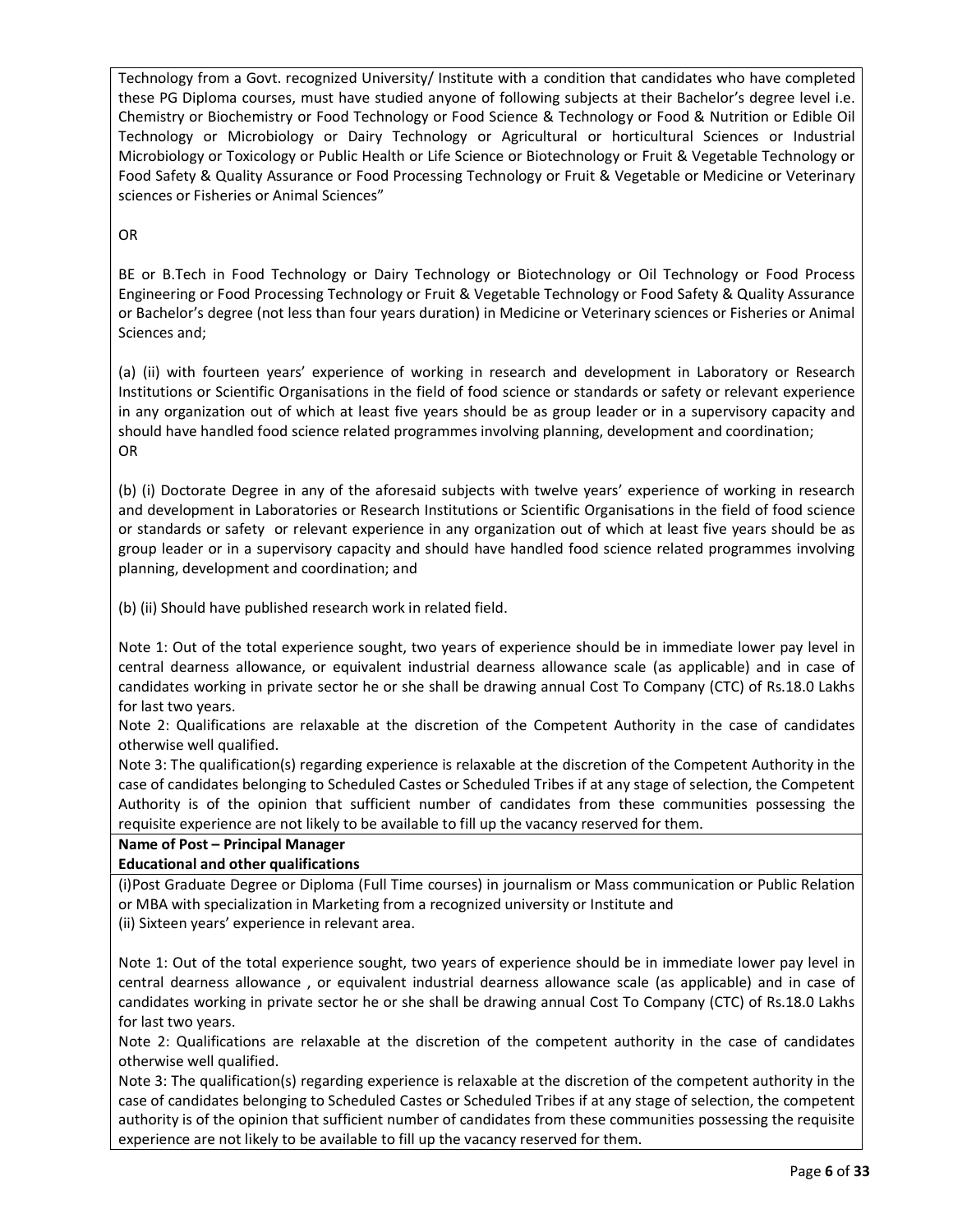Technology from a Govt. recognized University/ Institute with a condition that candidates who have completed these PG Diploma courses, must have studied anyone of following subjects at their Bachelor's degree level i.e. Chemistry or Biochemistry or Food Technology or Food Science & Technology or Food & Nutrition or Edible Oil Technology or Microbiology or Dairy Technology or Agricultural or horticultural Sciences or Industrial Microbiology or Toxicology or Public Health or Life Science or Biotechnology or Fruit & Vegetable Technology or Food Safety & Quality Assurance or Food Processing Technology or Fruit & Vegetable or Medicine or Veterinary sciences or Fisheries or Animal Sciences"

OR

BE or B.Tech in Food Technology or Dairy Technology or Biotechnology or Oil Technology or Food Process Engineering or Food Processing Technology or Fruit & Vegetable Technology or Food Safety & Quality Assurance or Bachelor's degree (not less than four years duration) in Medicine or Veterinary sciences or Fisheries or Animal Sciences and;

(a) (ii) with fourteen years' experience of working in research and development in Laboratory or Research Institutions or Scientific Organisations in the field of food science or standards or safety or relevant experience in any organization out of which at least five years should be as group leader or in a supervisory capacity and should have handled food science related programmes involving planning, development and coordination;
OR

(b) (i) Doctorate Degree in any of the aforesaid subjects with twelve years' experience of working in research and development in Laboratories or Research Institutions or Scientific Organisations in the field of food science or standards or safety or relevant experience in any organization out of which at least five years should be as group leader or in a supervisory capacity and should have handled food science related programmes involving planning, development and coordination; and

(b) (ii) Should have published research work in related field.

Note 1: Out of the total experience sought, two years of experience should be in immediate lower pay level in central dearness allowance, or equivalent industrial dearness allowance scale (as applicable) and in case of candidates working in private sector he or she shall be drawing annual Cost To Company (CTC) of Rs.18.0 Lakhs for last two years.
Note 2: Qualifications are relaxable at the discretion of the Competent Authority in the case of candidates otherwise well qualified.
Note 3: The qualification(s) regarding experience is relaxable at the discretion of the Competent Authority in the case of candidates belonging to Scheduled Castes or Scheduled Tribes if at any stage of selection, the Competent Authority is of the opinion that sufficient number of candidates from these communities possessing the requisite experience are not likely to be available to fill up the vacancy reserved for them.

**Name of Post – Principal Manager**
**Educational and other qualifications**

(i)Post Graduate Degree or Diploma (Full Time courses) in journalism or Mass communication or Public Relation or MBA with specialization in Marketing from a recognized university or Institute and
(ii) Sixteen years' experience in relevant area.

Note 1: Out of the total experience sought, two years of experience should be in immediate lower pay level in central dearness allowance , or equivalent industrial dearness allowance scale (as applicable) and in case of candidates working in private sector he or she shall be drawing annual Cost To Company (CTC) of Rs.18.0 Lakhs for last two years.
Note 2: Qualifications are relaxable at the discretion of the competent authority in the case of candidates otherwise well qualified.
Note 3: The qualification(s) regarding experience is relaxable at the discretion of the competent authority in the case of candidates belonging to Scheduled Castes or Scheduled Tribes if at any stage of selection, the competent authority is of the opinion that sufficient number of candidates from these communities possessing the requisite experience are not likely to be available to fill up the vacancy reserved for them.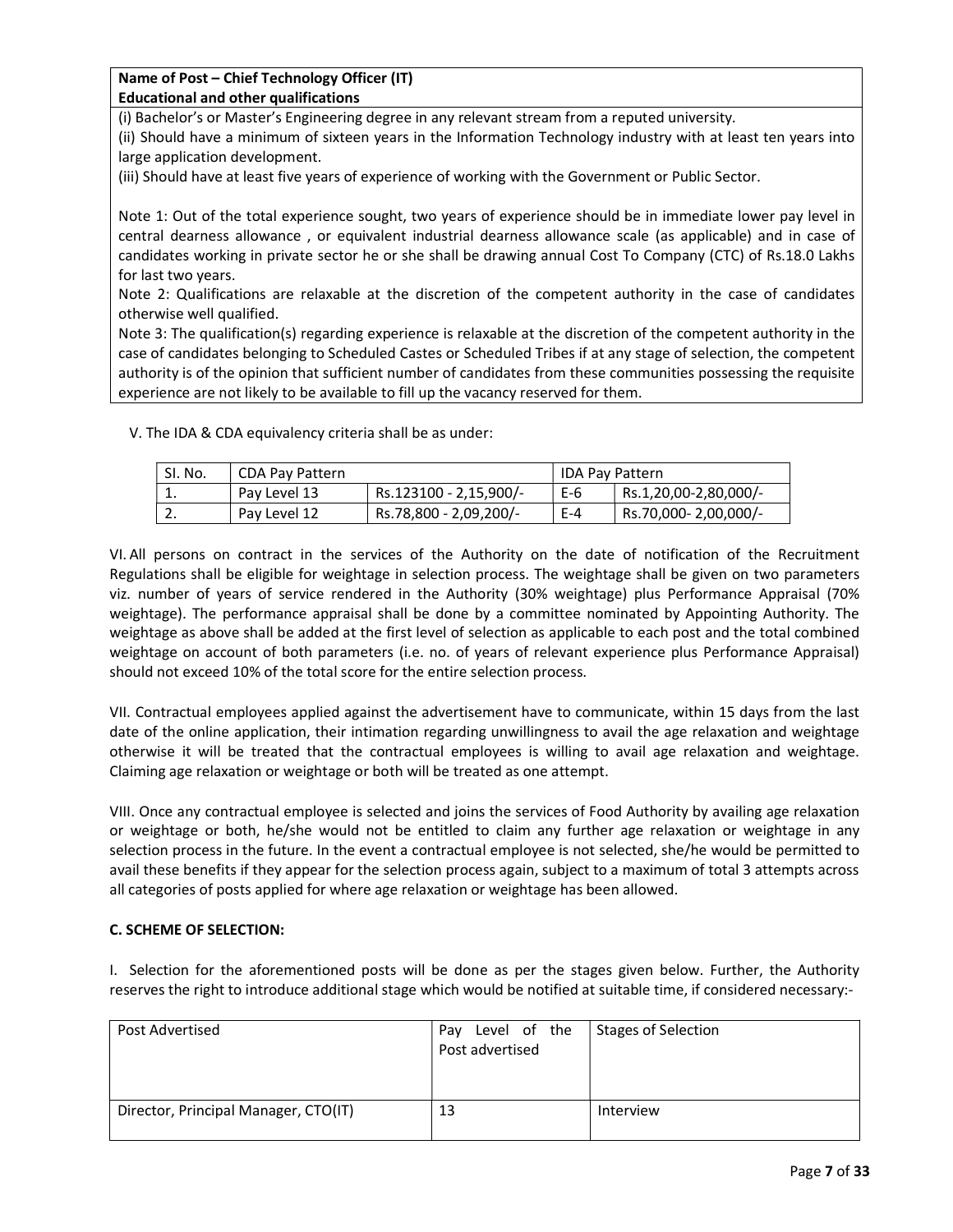**Name of Post – Chief Technology Officer (IT)**
**Educational and other qualifications**

(i) Bachelor's or Master's Engineering degree in any relevant stream from a reputed university.

(ii) Should have a minimum of sixteen years in the Information Technology industry with at least ten years into large application development.

(iii) Should have at least five years of experience of working with the Government or Public Sector.

Note 1: Out of the total experience sought, two years of experience should be in immediate lower pay level in central dearness allowance , or equivalent industrial dearness allowance scale (as applicable) and in case of candidates working in private sector he or she shall be drawing annual Cost To Company (CTC) of Rs.18.0 Lakhs for last two years.

Note 2: Qualifications are relaxable at the discretion of the competent authority in the case of candidates otherwise well qualified.

Note 3: The qualification(s) regarding experience is relaxable at the discretion of the competent authority in the case of candidates belonging to Scheduled Castes or Scheduled Tribes if at any stage of selection, the competent authority is of the opinion that sufficient number of candidates from these communities possessing the requisite experience are not likely to be available to fill up the vacancy reserved for them.

V. The IDA & CDA equivalency criteria shall be as under:

| SI. No. | CDA Pay Pattern | | IDA Pay Pattern | |
|---|---|---|---|---|
| 1. | Pay Level 13 | Rs.123100 - 2,15,900/- | E-6 | Rs.1,20,00-2,80,000/- |
| 2. | Pay Level 12 | Rs.78,800 - 2,09,200/- | E-4 | Rs.70,000- 2,00,000/- |

VI. All persons on contract in the services of the Authority on the date of notification of the Recruitment Regulations shall be eligible for weightage in selection process. The weightage shall be given on two parameters viz. number of years of service rendered in the Authority (30% weightage) plus Performance Appraisal (70% weightage). The performance appraisal shall be done by a committee nominated by Appointing Authority. The weightage as above shall be added at the first level of selection as applicable to each post and the total combined weightage on account of both parameters (i.e. no. of years of relevant experience plus Performance Appraisal) should not exceed 10% of the total score for the entire selection process.

VII. Contractual employees applied against the advertisement have to communicate, within 15 days from the last date of the online application, their intimation regarding unwillingness to avail the age relaxation and weightage otherwise it will be treated that the contractual employees is willing to avail age relaxation and weightage. Claiming age relaxation or weightage or both will be treated as one attempt.

VIII. Once any contractual employee is selected and joins the services of Food Authority by availing age relaxation or weightage or both, he/she would not be entitled to claim any further age relaxation or weightage in any selection process in the future. In the event a contractual employee is not selected, she/he would be permitted to avail these benefits if they appear for the selection process again, subject to a maximum of total 3 attempts across all categories of posts applied for where age relaxation or weightage has been allowed.

**C. SCHEME OF SELECTION:**

I. Selection for the aforementioned posts will be done as per the stages given below. Further, the Authority reserves the right to introduce additional stage which would be notified at suitable time, if considered necessary:-

| Post Advertised | Pay Level of the Post advertised | Stages of Selection |
|---|---|---|
| Director, Principal Manager, CTO(IT) | 13 | Interview |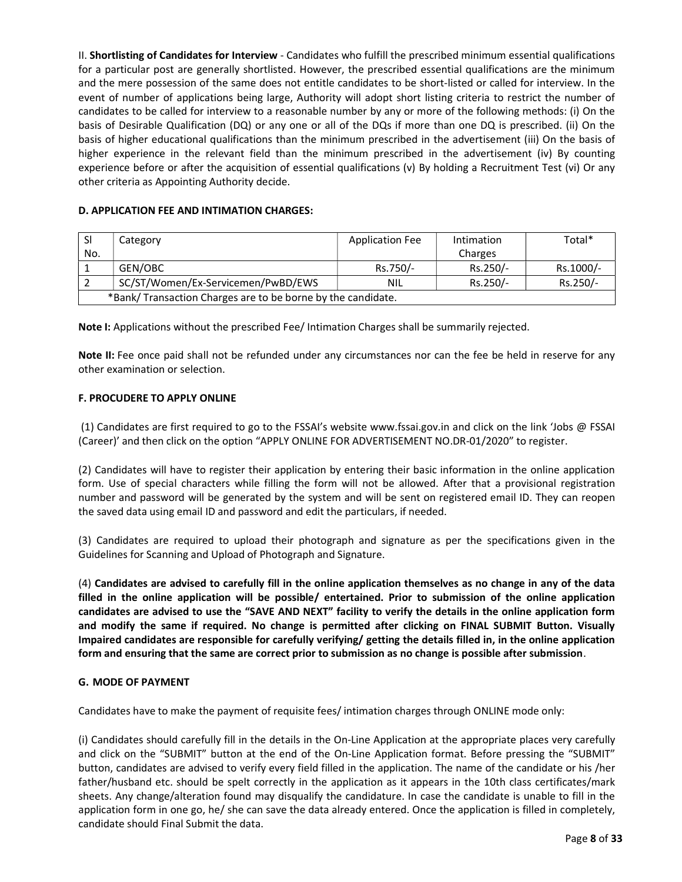II. **Shortlisting of Candidates for Interview** - Candidates who fulfill the prescribed minimum essential qualifications for a particular post are generally shortlisted. However, the prescribed essential qualifications are the minimum and the mere possession of the same does not entitle candidates to be short-listed or called for interview. In the event of number of applications being large, Authority will adopt short listing criteria to restrict the number of candidates to be called for interview to a reasonable number by any or more of the following methods: (i) On the basis of Desirable Qualification (DQ) or any one or all of the DQs if more than one DQ is prescribed. (ii) On the basis of higher educational qualifications than the minimum prescribed in the advertisement (iii) On the basis of higher experience in the relevant field than the minimum prescribed in the advertisement (iv) By counting experience before or after the acquisition of essential qualifications (v) By holding a Recruitment Test (vi) Or any other criteria as Appointing Authority decide.

### D. APPLICATION FEE AND INTIMATION CHARGES:

| Sl No. | Category | Application Fee | Intimation Charges | Total* |
|---|---|---|---|---|
| 1 | GEN/OBC | Rs.750/- | Rs.250/- | Rs.1000/- |
| 2 | SC/ST/Women/Ex-Servicemen/PwBD/EWS | NIL | Rs.250/- | Rs.250/- |
| *Bank/ Transaction Charges are to be borne by the candidate. | | | | |

**Note I:** Applications without the prescribed Fee/ Intimation Charges shall be summarily rejected.

**Note II:** Fee once paid shall not be refunded under any circumstances nor can the fee be held in reserve for any other examination or selection.

### F. PROCUDERE TO APPLY ONLINE

(1) Candidates are first required to go to the FSSAI's website www.fssai.gov.in and click on the link 'Jobs @ FSSAI (Career)' and then click on the option "APPLY ONLINE FOR ADVERTISEMENT NO.DR-01/2020" to register.

(2) Candidates will have to register their application by entering their basic information in the online application form. Use of special characters while filling the form will not be allowed. After that a provisional registration number and password will be generated by the system and will be sent on registered email ID. They can reopen the saved data using email ID and password and edit the particulars, if needed.

(3) Candidates are required to upload their photograph and signature as per the specifications given in the Guidelines for Scanning and Upload of Photograph and Signature.

(4) **Candidates are advised to carefully fill in the online application themselves as no change in any of the data filled in the online application will be possible/ entertained. Prior to submission of the online application candidates are advised to use the "SAVE AND NEXT" facility to verify the details in the online application form and modify the same if required. No change is permitted after clicking on FINAL SUBMIT Button. Visually Impaired candidates are responsible for carefully verifying/ getting the details filled in, in the online application form and ensuring that the same are correct prior to submission as no change is possible after submission**.

### G. MODE OF PAYMENT

Candidates have to make the payment of requisite fees/ intimation charges through ONLINE mode only:

(i) Candidates should carefully fill in the details in the On-Line Application at the appropriate places very carefully and click on the "SUBMIT" button at the end of the On-Line Application format. Before pressing the "SUBMIT" button, candidates are advised to verify every field filled in the application. The name of the candidate or his /her father/husband etc. should be spelt correctly in the application as it appears in the 10th class certificates/mark sheets. Any change/alteration found may disqualify the candidature. In case the candidate is unable to fill in the application form in one go, he/ she can save the data already entered. Once the application is filled in completely, candidate should Final Submit the data.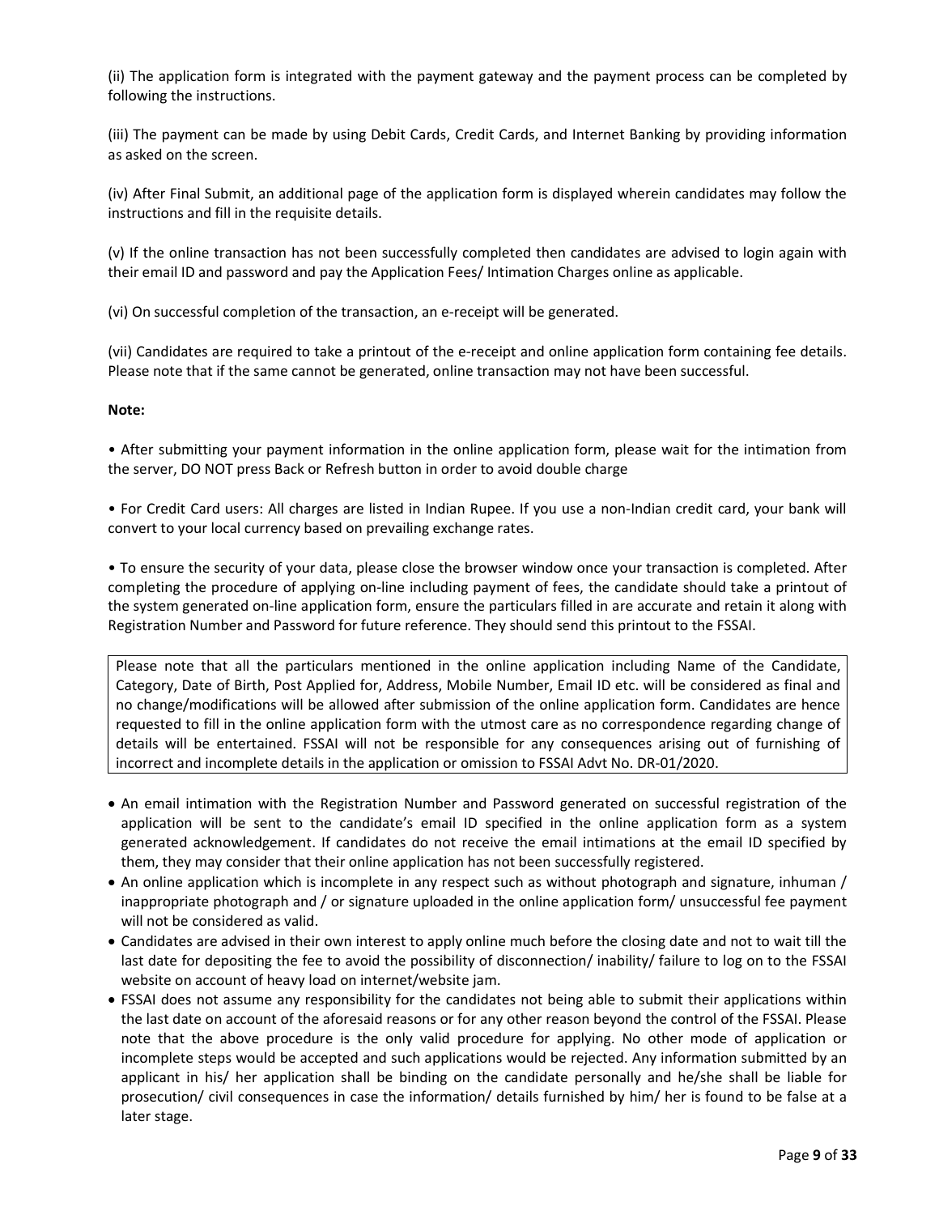(ii) The application form is integrated with the payment gateway and the payment process can be completed by following the instructions.

(iii) The payment can be made by using Debit Cards, Credit Cards, and Internet Banking by providing information as asked on the screen.

(iv) After Final Submit, an additional page of the application form is displayed wherein candidates may follow the instructions and fill in the requisite details.

(v) If the online transaction has not been successfully completed then candidates are advised to login again with their email ID and password and pay the Application Fees/ Intimation Charges online as applicable.

(vi) On successful completion of the transaction, an e-receipt will be generated.

(vii) Candidates are required to take a printout of the e-receipt and online application form containing fee details. Please note that if the same cannot be generated, online transaction may not have been successful.

**Note:**

• After submitting your payment information in the online application form, please wait for the intimation from the server, DO NOT press Back or Refresh button in order to avoid double charge

• For Credit Card users: All charges are listed in Indian Rupee. If you use a non-Indian credit card, your bank will convert to your local currency based on prevailing exchange rates.

• To ensure the security of your data, please close the browser window once your transaction is completed. After completing the procedure of applying on-line including payment of fees, the candidate should take a printout of the system generated on-line application form, ensure the particulars filled in are accurate and retain it along with Registration Number and Password for future reference. They should send this printout to the FSSAI.

Please note that all the particulars mentioned in the online application including Name of the Candidate, Category, Date of Birth, Post Applied for, Address, Mobile Number, Email ID etc. will be considered as final and no change/modifications will be allowed after submission of the online application form. Candidates are hence requested to fill in the online application form with the utmost care as no correspondence regarding change of details will be entertained. FSSAI will not be responsible for any consequences arising out of furnishing of incorrect and incomplete details in the application or omission to FSSAI Advt No. DR-01/2020.

- An email intimation with the Registration Number and Password generated on successful registration of the application will be sent to the candidate's email ID specified in the online application form as a system generated acknowledgement. If candidates do not receive the email intimations at the email ID specified by them, they may consider that their online application has not been successfully registered.
- An online application which is incomplete in any respect such as without photograph and signature, inhuman / inappropriate photograph and / or signature uploaded in the online application form/ unsuccessful fee payment will not be considered as valid.
- Candidates are advised in their own interest to apply online much before the closing date and not to wait till the last date for depositing the fee to avoid the possibility of disconnection/ inability/ failure to log on to the FSSAI website on account of heavy load on internet/website jam.
- FSSAI does not assume any responsibility for the candidates not being able to submit their applications within the last date on account of the aforesaid reasons or for any other reason beyond the control of the FSSAI. Please note that the above procedure is the only valid procedure for applying. No other mode of application or incomplete steps would be accepted and such applications would be rejected. Any information submitted by an applicant in his/ her application shall be binding on the candidate personally and he/she shall be liable for prosecution/ civil consequences in case the information/ details furnished by him/ her is found to be false at a later stage.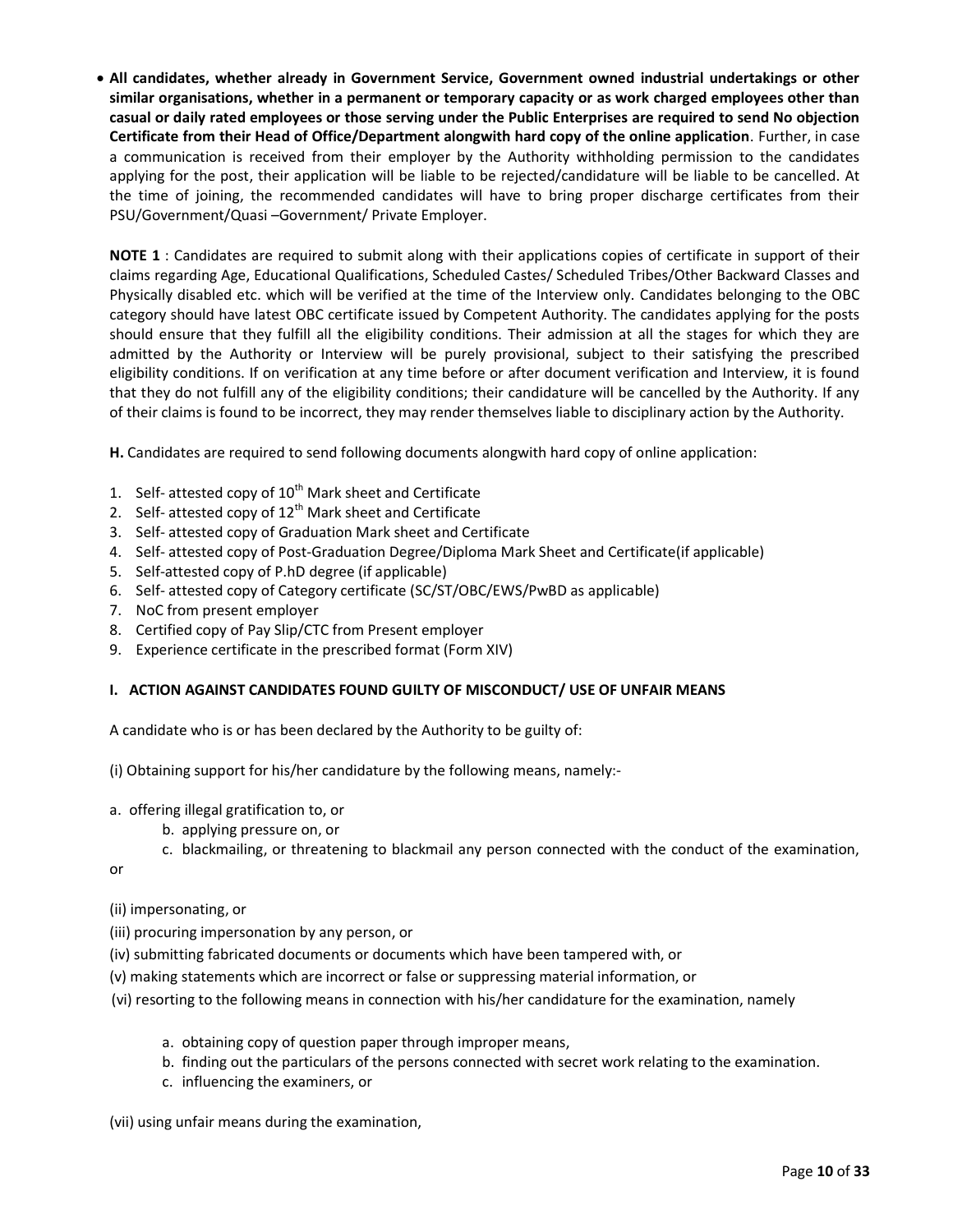- **All candidates, whether already in Government Service, Government owned industrial undertakings or other similar organisations, whether in a permanent or temporary capacity or as work charged employees other than casual or daily rated employees or those serving under the Public Enterprises are required to send No objection Certificate from their Head of Office/Department alongwith hard copy of the online application**. Further, in case a communication is received from their employer by the Authority withholding permission to the candidates applying for the post, their application will be liable to be rejected/candidature will be liable to be cancelled. At the time of joining, the recommended candidates will have to bring proper discharge certificates from their PSU/Government/Quasi –Government/ Private Employer.

**NOTE 1** : Candidates are required to submit along with their applications copies of certificate in support of their claims regarding Age, Educational Qualifications, Scheduled Castes/ Scheduled Tribes/Other Backward Classes and Physically disabled etc. which will be verified at the time of the Interview only. Candidates belonging to the OBC category should have latest OBC certificate issued by Competent Authority. The candidates applying for the posts should ensure that they fulfill all the eligibility conditions. Their admission at all the stages for which they are admitted by the Authority or Interview will be purely provisional, subject to their satisfying the prescribed eligibility conditions. If on verification at any time before or after document verification and Interview, it is found that they do not fulfill any of the eligibility conditions; their candidature will be cancelled by the Authority. If any of their claims is found to be incorrect, they may render themselves liable to disciplinary action by the Authority.

**H.** Candidates are required to send following documents alongwith hard copy of online application:

1. Self- attested copy of 10th Mark sheet and Certificate
2. Self- attested copy of 12th Mark sheet and Certificate
3. Self- attested copy of Graduation Mark sheet and Certificate
4. Self- attested copy of Post-Graduation Degree/Diploma Mark Sheet and Certificate(if applicable)
5. Self-attested copy of P.hD degree (if applicable)
6. Self- attested copy of Category certificate (SC/ST/OBC/EWS/PwBD as applicable)
7. NoC from present employer
8. Certified copy of Pay Slip/CTC from Present employer
9. Experience certificate in the prescribed format (Form XIV)

**I. ACTION AGAINST CANDIDATES FOUND GUILTY OF MISCONDUCT/ USE OF UNFAIR MEANS**

A candidate who is or has been declared by the Authority to be guilty of:

(i) Obtaining support for his/her candidature by the following means, namely:-

a. offering illegal gratification to, or
b. applying pressure on, or
c. blackmailing, or threatening to blackmail any person connected with the conduct of the examination,

or

(ii) impersonating, or

(iii) procuring impersonation by any person, or

(iv) submitting fabricated documents or documents which have been tampered with, or

(v) making statements which are incorrect or false or suppressing material information, or

(vi) resorting to the following means in connection with his/her candidature for the examination, namely

a. obtaining copy of question paper through improper means,
b. finding out the particulars of the persons connected with secret work relating to the examination.
c. influencing the examiners, or

(vii) using unfair means during the examination,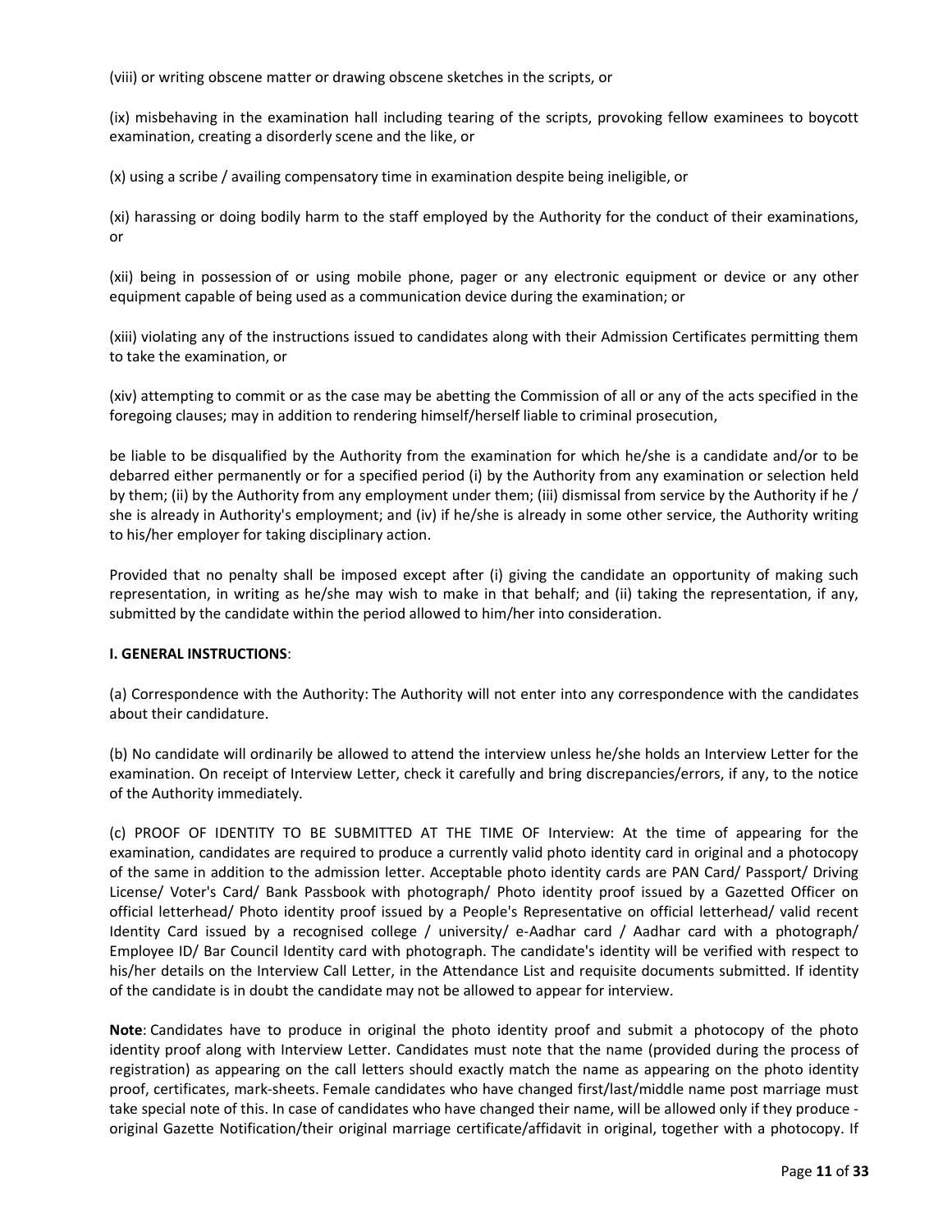(viii) or writing obscene matter or drawing obscene sketches in the scripts, or

(ix) misbehaving in the examination hall including tearing of the scripts, provoking fellow examinees to boycott examination, creating a disorderly scene and the like, or

(x) using a scribe / availing compensatory time in examination despite being ineligible, or

(xi) harassing or doing bodily harm to the staff employed by the Authority for the conduct of their examinations, or

(xii) being in possession of or using mobile phone, pager or any electronic equipment or device or any other equipment capable of being used as a communication device during the examination; or

(xiii) violating any of the instructions issued to candidates along with their Admission Certificates permitting them to take the examination, or

(xiv) attempting to commit or as the case may be abetting the Commission of all or any of the acts specified in the foregoing clauses; may in addition to rendering himself/herself liable to criminal prosecution,

be liable to be disqualified by the Authority from the examination for which he/she is a candidate and/or to be debarred either permanently or for a specified period (i) by the Authority from any examination or selection held by them; (ii) by the Authority from any employment under them; (iii) dismissal from service by the Authority if he / she is already in Authority's employment; and (iv) if he/she is already in some other service, the Authority writing to his/her employer for taking disciplinary action.

Provided that no penalty shall be imposed except after (i) giving the candidate an opportunity of making such representation, in writing as he/she may wish to make in that behalf; and (ii) taking the representation, if any, submitted by the candidate within the period allowed to him/her into consideration.

**I. GENERAL INSTRUCTIONS**:

(a) Correspondence with the Authority: The Authority will not enter into any correspondence with the candidates about their candidature.

(b) No candidate will ordinarily be allowed to attend the interview unless he/she holds an Interview Letter for the examination. On receipt of Interview Letter, check it carefully and bring discrepancies/errors, if any, to the notice of the Authority immediately.

(c) PROOF OF IDENTITY TO BE SUBMITTED AT THE TIME OF Interview: At the time of appearing for the examination, candidates are required to produce a currently valid photo identity card in original and a photocopy of the same in addition to the admission letter. Acceptable photo identity cards are PAN Card/ Passport/ Driving License/ Voter's Card/ Bank Passbook with photograph/ Photo identity proof issued by a Gazetted Officer on official letterhead/ Photo identity proof issued by a People's Representative on official letterhead/ valid recent Identity Card issued by a recognised college / university/ e-Aadhar card / Aadhar card with a photograph/ Employee ID/ Bar Council Identity card with photograph. The candidate's identity will be verified with respect to his/her details on the Interview Call Letter, in the Attendance List and requisite documents submitted. If identity of the candidate is in doubt the candidate may not be allowed to appear for interview.

**Note**: Candidates have to produce in original the photo identity proof and submit a photocopy of the photo identity proof along with Interview Letter. Candidates must note that the name (provided during the process of registration) as appearing on the call letters should exactly match the name as appearing on the photo identity proof, certificates, mark-sheets. Female candidates who have changed first/last/middle name post marriage must take special note of this. In case of candidates who have changed their name, will be allowed only if they produce - original Gazette Notification/their original marriage certificate/affidavit in original, together with a photocopy. If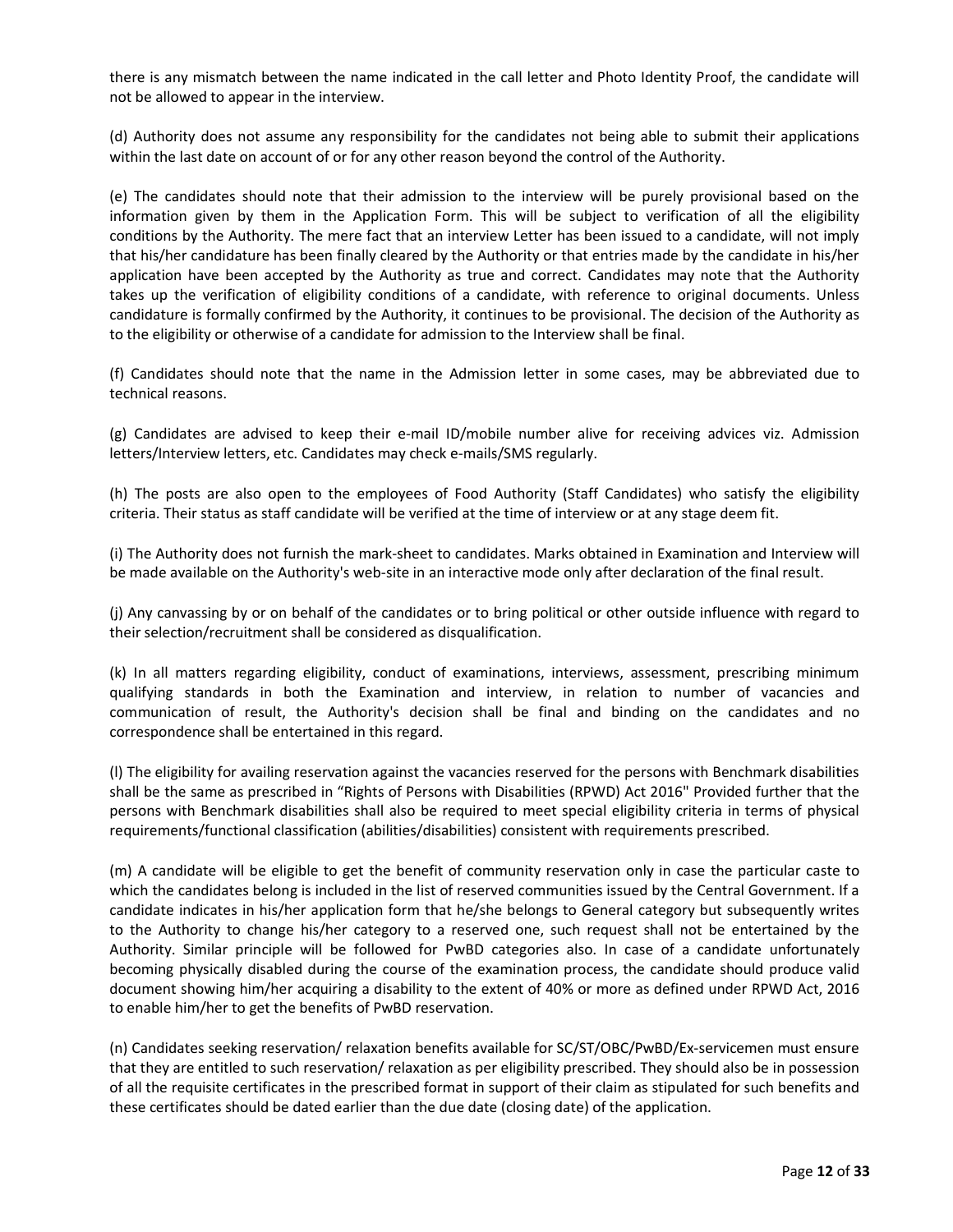there is any mismatch between the name indicated in the call letter and Photo Identity Proof, the candidate will not be allowed to appear in the interview.

(d) Authority does not assume any responsibility for the candidates not being able to submit their applications within the last date on account of or for any other reason beyond the control of the Authority.

(e) The candidates should note that their admission to the interview will be purely provisional based on the information given by them in the Application Form. This will be subject to verification of all the eligibility conditions by the Authority. The mere fact that an interview Letter has been issued to a candidate, will not imply that his/her candidature has been finally cleared by the Authority or that entries made by the candidate in his/her application have been accepted by the Authority as true and correct. Candidates may note that the Authority takes up the verification of eligibility conditions of a candidate, with reference to original documents. Unless candidature is formally confirmed by the Authority, it continues to be provisional. The decision of the Authority as to the eligibility or otherwise of a candidate for admission to the Interview shall be final.

(f) Candidates should note that the name in the Admission letter in some cases, may be abbreviated due to technical reasons.

(g) Candidates are advised to keep their e-mail ID/mobile number alive for receiving advices viz. Admission letters/Interview letters, etc. Candidates may check e-mails/SMS regularly.

(h) The posts are also open to the employees of Food Authority (Staff Candidates) who satisfy the eligibility criteria. Their status as staff candidate will be verified at the time of interview or at any stage deem fit.

(i) The Authority does not furnish the mark-sheet to candidates. Marks obtained in Examination and Interview will be made available on the Authority's web-site in an interactive mode only after declaration of the final result.

(j) Any canvassing by or on behalf of the candidates or to bring political or other outside influence with regard to their selection/recruitment shall be considered as disqualification.

(k) In all matters regarding eligibility, conduct of examinations, interviews, assessment, prescribing minimum qualifying standards in both the Examination and interview, in relation to number of vacancies and communication of result, the Authority's decision shall be final and binding on the candidates and no correspondence shall be entertained in this regard.

(l) The eligibility for availing reservation against the vacancies reserved for the persons with Benchmark disabilities shall be the same as prescribed in "Rights of Persons with Disabilities (RPWD) Act 2016" Provided further that the persons with Benchmark disabilities shall also be required to meet special eligibility criteria in terms of physical requirements/functional classification (abilities/disabilities) consistent with requirements prescribed.

(m) A candidate will be eligible to get the benefit of community reservation only in case the particular caste to which the candidates belong is included in the list of reserved communities issued by the Central Government. If a candidate indicates in his/her application form that he/she belongs to General category but subsequently writes to the Authority to change his/her category to a reserved one, such request shall not be entertained by the Authority. Similar principle will be followed for PwBD categories also. In case of a candidate unfortunately becoming physically disabled during the course of the examination process, the candidate should produce valid document showing him/her acquiring a disability to the extent of 40% or more as defined under RPWD Act, 2016 to enable him/her to get the benefits of PwBD reservation.

(n) Candidates seeking reservation/ relaxation benefits available for SC/ST/OBC/PwBD/Ex-servicemen must ensure that they are entitled to such reservation/ relaxation as per eligibility prescribed. They should also be in possession of all the requisite certificates in the prescribed format in support of their claim as stipulated for such benefits and these certificates should be dated earlier than the due date (closing date) of the application.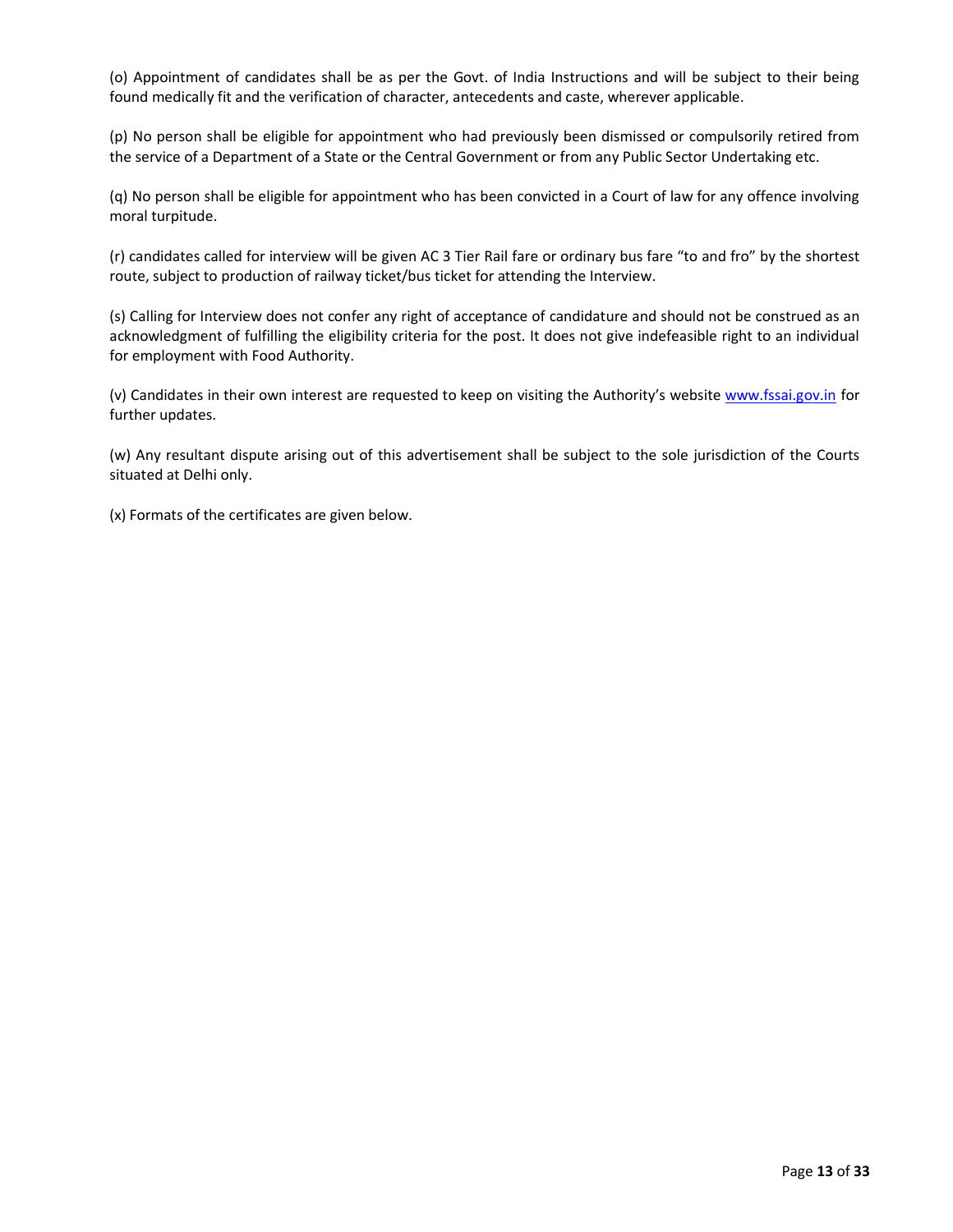(o) Appointment of candidates shall be as per the Govt. of India Instructions and will be subject to their being found medically fit and the verification of character, antecedents and caste, wherever applicable.

(p) No person shall be eligible for appointment who had previously been dismissed or compulsorily retired from the service of a Department of a State or the Central Government or from any Public Sector Undertaking etc.

(q) No person shall be eligible for appointment who has been convicted in a Court of law for any offence involving moral turpitude.

(r) candidates called for interview will be given AC 3 Tier Rail fare or ordinary bus fare "to and fro" by the shortest route, subject to production of railway ticket/bus ticket for attending the Interview.

(s) Calling for Interview does not confer any right of acceptance of candidature and should not be construed as an acknowledgment of fulfilling the eligibility criteria for the post. It does not give indefeasible right to an individual for employment with Food Authority.

(v) Candidates in their own interest are requested to keep on visiting the Authority's website www.fssai.gov.in for further updates.

(w) Any resultant dispute arising out of this advertisement shall be subject to the sole jurisdiction of the Courts situated at Delhi only.

(x) Formats of the certificates are given below.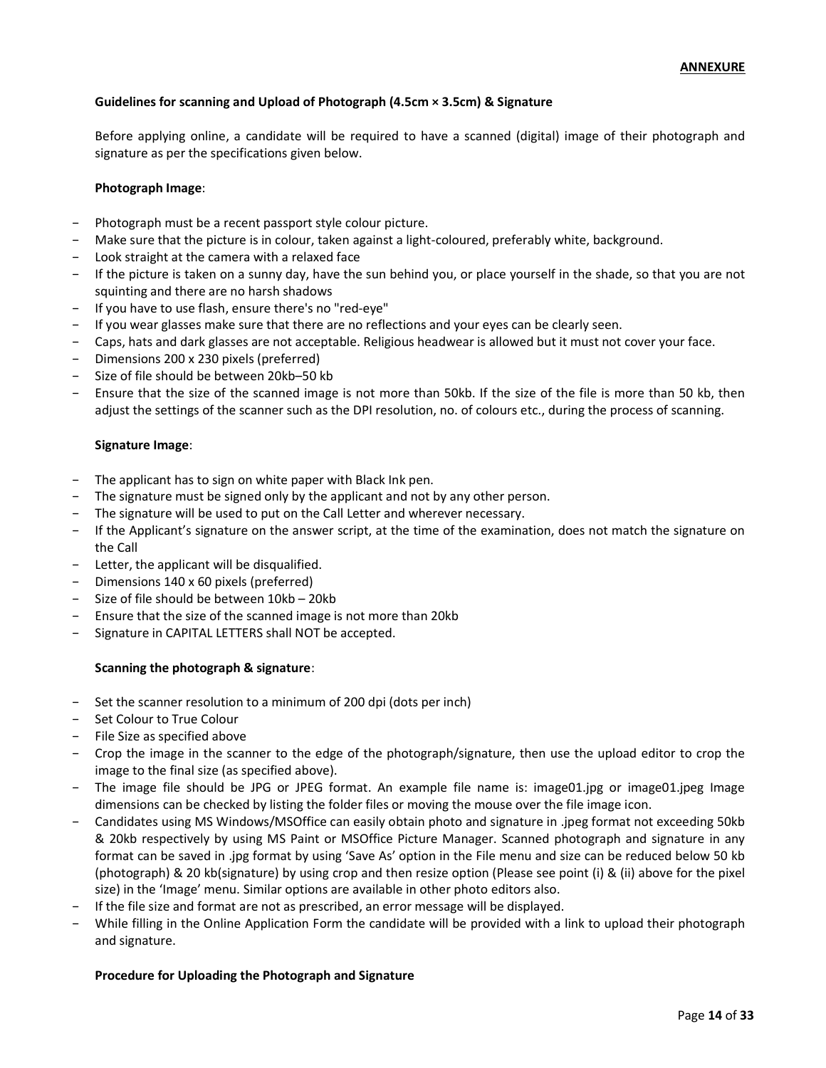**ANNEXURE**

**Guidelines for scanning and Upload of Photograph (4.5cm × 3.5cm) & Signature**

Before applying online, a candidate will be required to have a scanned (digital) image of their photograph and signature as per the specifications given below.

**Photograph Image**:

- Photograph must be a recent passport style colour picture.
- Make sure that the picture is in colour, taken against a light-coloured, preferably white, background.
- Look straight at the camera with a relaxed face
- If the picture is taken on a sunny day, have the sun behind you, or place yourself in the shade, so that you are not squinting and there are no harsh shadows
- If you have to use flash, ensure there's no "red-eye"
- If you wear glasses make sure that there are no reflections and your eyes can be clearly seen.
- Caps, hats and dark glasses are not acceptable. Religious headwear is allowed but it must not cover your face.
- Dimensions 200 x 230 pixels (preferred)
- Size of file should be between 20kb–50 kb
- Ensure that the size of the scanned image is not more than 50kb. If the size of the file is more than 50 kb, then adjust the settings of the scanner such as the DPI resolution, no. of colours etc., during the process of scanning.

**Signature Image**:

- The applicant has to sign on white paper with Black Ink pen.
- The signature must be signed only by the applicant and not by any other person.
- The signature will be used to put on the Call Letter and wherever necessary.
- If the Applicant's signature on the answer script, at the time of the examination, does not match the signature on the Call
- Letter, the applicant will be disqualified.
- Dimensions 140 x 60 pixels (preferred)
- Size of file should be between 10kb – 20kb
- Ensure that the size of the scanned image is not more than 20kb
- Signature in CAPITAL LETTERS shall NOT be accepted.

**Scanning the photograph & signature**:

- Set the scanner resolution to a minimum of 200 dpi (dots per inch)
- Set Colour to True Colour
- File Size as specified above
- Crop the image in the scanner to the edge of the photograph/signature, then use the upload editor to crop the image to the final size (as specified above).
- The image file should be JPG or JPEG format. An example file name is: image01.jpg or image01.jpeg Image dimensions can be checked by listing the folder files or moving the mouse over the file image icon.
- Candidates using MS Windows/MSOffice can easily obtain photo and signature in .jpeg format not exceeding 50kb & 20kb respectively by using MS Paint or MSOffice Picture Manager. Scanned photograph and signature in any format can be saved in .jpg format by using 'Save As' option in the File menu and size can be reduced below 50 kb (photograph) & 20 kb(signature) by using crop and then resize option (Please see point (i) & (ii) above for the pixel size) in the 'Image' menu. Similar options are available in other photo editors also.
- If the file size and format are not as prescribed, an error message will be displayed.
- While filling in the Online Application Form the candidate will be provided with a link to upload their photograph and signature.

**Procedure for Uploading the Photograph and Signature**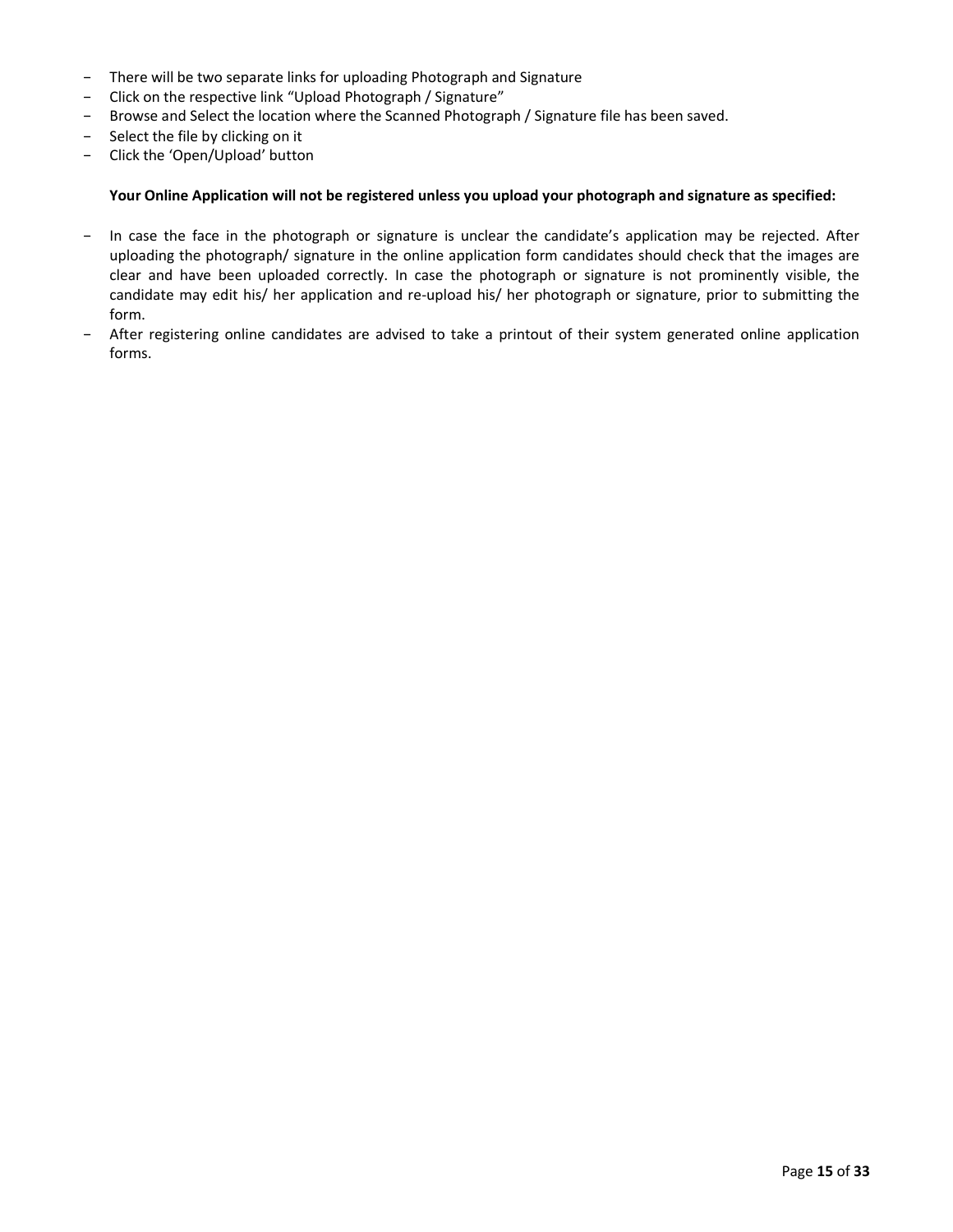- There will be two separate links for uploading Photograph and Signature
- Click on the respective link “Upload Photograph / Signature”
- Browse and Select the location where the Scanned Photograph / Signature file has been saved.
- Select the file by clicking on it
- Click the ‘Open/Upload’ button

**Your Online Application will not be registered unless you upload your photograph and signature as specified:**

- In case the face in the photograph or signature is unclear the candidate’s application may be rejected. After uploading the photograph/ signature in the online application form candidates should check that the images are clear and have been uploaded correctly. In case the photograph or signature is not prominently visible, the candidate may edit his/ her application and re-upload his/ her photograph or signature, prior to submitting the form.
- After registering online candidates are advised to take a printout of their system generated online application forms.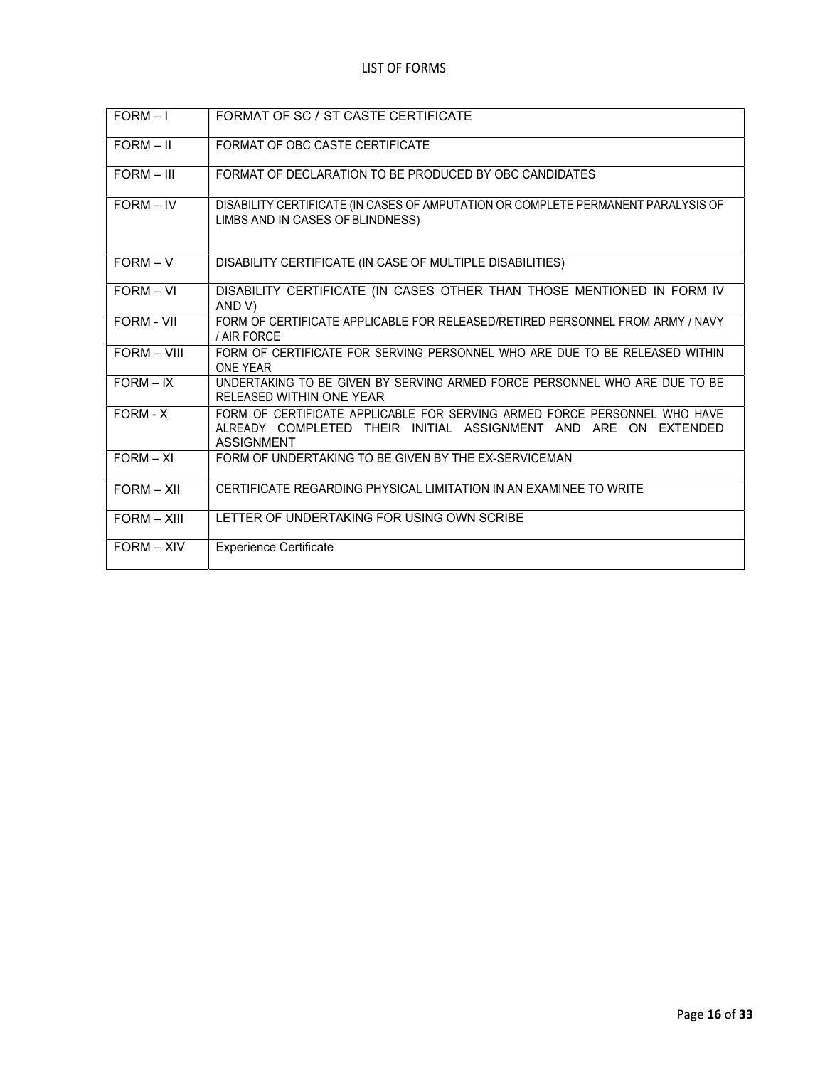## LIST OF FORMS

| | |
|---|---|
| FORM – I | FORMAT OF SC / ST CASTE CERTIFICATE |
| FORM – II | FORMAT OF OBC CASTE CERTIFICATE |
| FORM – III | FORMAT OF DECLARATION TO BE PRODUCED BY OBC CANDIDATES |
| FORM – IV | DISABILITY CERTIFICATE (IN CASES OF AMPUTATION OR COMPLETE PERMANENT PARALYSIS OF LIMBS AND IN CASES OF BLINDNESS) |
| FORM – V | DISABILITY CERTIFICATE (IN CASE OF MULTIPLE DISABILITIES) |
| FORM – VI | DISABILITY CERTIFICATE (IN CASES OTHER THAN THOSE MENTIONED IN FORM IV AND V) |
| FORM - VII | FORM OF CERTIFICATE APPLICABLE FOR RELEASED/RETIRED PERSONNEL FROM ARMY / NAVY / AIR FORCE |
| FORM – VIII | FORM OF CERTIFICATE FOR SERVING PERSONNEL WHO ARE DUE TO BE RELEASED WITHIN ONE YEAR |
| FORM – IX | UNDERTAKING TO BE GIVEN BY SERVING ARMED FORCE PERSONNEL WHO ARE DUE TO BE RELEASED WITHIN ONE YEAR |
| FORM - X | FORM OF CERTIFICATE APPLICABLE FOR SERVING ARMED FORCE PERSONNEL WHO HAVE ALREADY COMPLETED THEIR INITIAL ASSIGNMENT AND ARE ON EXTENDED ASSIGNMENT |
| FORM – XI | FORM OF UNDERTAKING TO BE GIVEN BY THE EX-SERVICEMAN |
| FORM – XII | CERTIFICATE REGARDING PHYSICAL LIMITATION IN AN EXAMINEE TO WRITE |
| FORM – XIII | LETTER OF UNDERTAKING FOR USING OWN SCRIBE |
| FORM – XIV | Experience Certificate |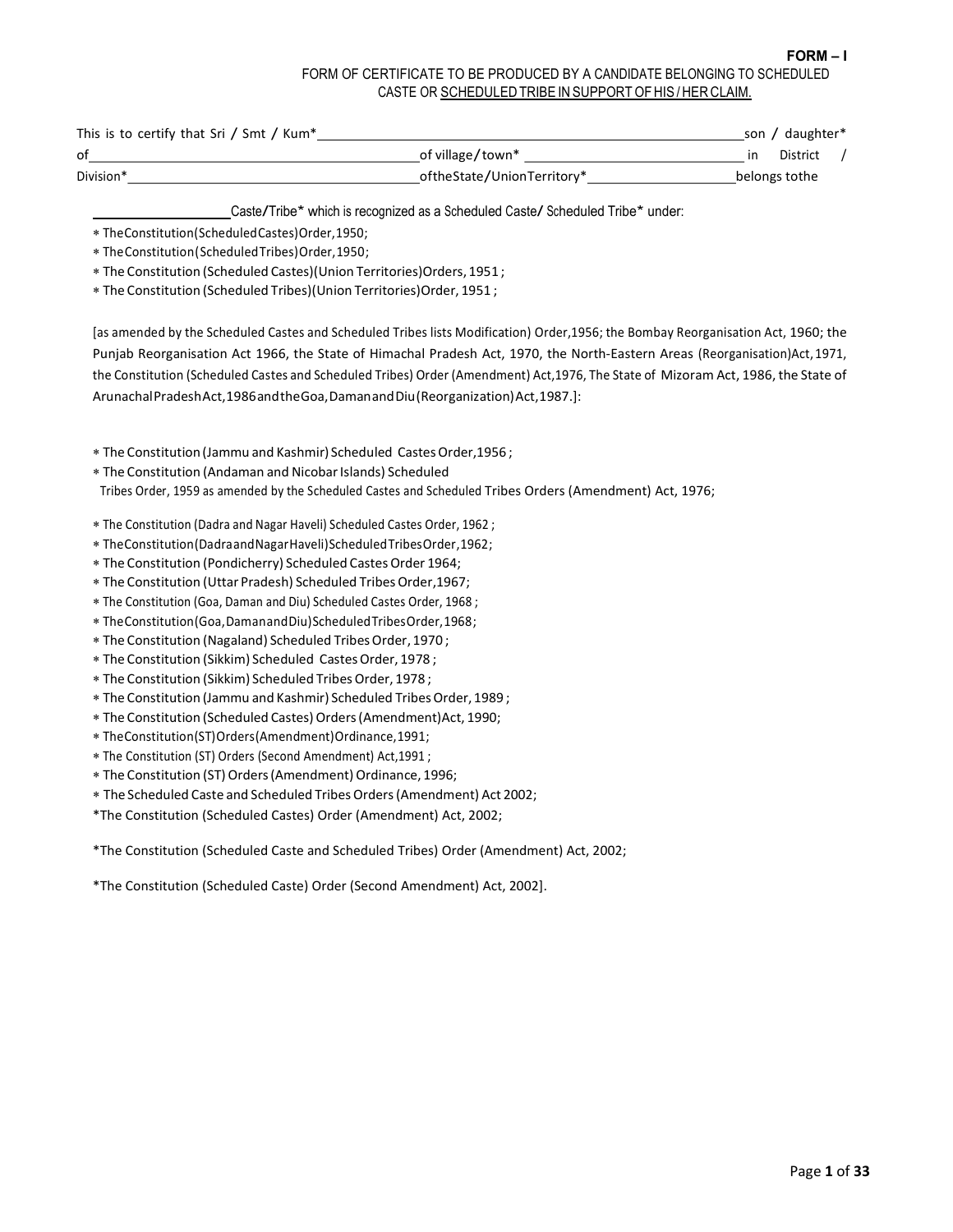**FORM – I**

FORM OF CERTIFICATE TO BE PRODUCED BY A CANDIDATE BELONGING TO SCHEDULED CASTE OR SCHEDULED TRIBE IN SUPPORT OF HIS / HER CLAIM.

This is to certify that Sri / Smt / Kum* \_\_\_\_\_\_\_\_\_\_\_\_\_\_\_\_\_\_\_\_\_\_\_\_\_\_\_\_\_\_\_\_\_\_\_\_\_\_ son / daughter* of \_\_\_\_\_\_\_\_\_\_\_\_\_\_\_\_\_\_\_\_\_\_\_\_\_\_\_\_\_\_ of village / town* \_\_\_\_\_\_\_\_\_\_\_\_\_\_\_\_\_\_\_\_\_\_ in District / Division* \_\_\_\_\_\_\_\_\_\_\_\_\_\_\_\_\_\_\_\_\_\_\_\_\_\_ of the State / Union Territory* \_\_\_\_\_\_\_\_\_\_\_\_\_\_\_ belongs to the

\_\_\_\_\_\_\_\_\_\_\_\_\_\_\_ Caste/Tribe* which is recognized as a Scheduled Caste/ Scheduled Tribe* under:

- * The Constitution (Scheduled Castes) Order, 1950;
- * The Constitution (Scheduled Tribes) Order, 1950;
- * The Constitution (Scheduled Castes) (Union Territories) Orders, 1951 ;
- * The Constitution (Scheduled Tribes) (Union Territories) Order, 1951 ;

[as amended by the Scheduled Castes and Scheduled Tribes lists Modification) Order, 1956; the Bombay Reorganisation Act, 1960; the Punjab Reorganisation Act 1966, the State of Himachal Pradesh Act, 1970, the North-Eastern Areas (Reorganisation) Act, 1971, the Constitution (Scheduled Castes and Scheduled Tribes) Order (Amendment) Act, 1976, The State of Mizoram Act, 1986, the State of Arunachal Pradesh Act, 1986 and the Goa, Daman and Diu (Reorganization) Act, 1987.]:

- * The Constitution (Jammu and Kashmir) Scheduled Castes Order, 1956 ;
- * The Constitution (Andaman and Nicobar Islands) Scheduled Tribes Order, 1959 as amended by the Scheduled Castes and Scheduled Tribes Orders (Amendment) Act, 1976;
- * The Constitution (Dadra and Nagar Haveli) Scheduled Castes Order, 1962 ;
- * The Constitution (Dadra and Nagar Haveli) Scheduled Tribes Order, 1962;
- * The Constitution (Pondicherry) Scheduled Castes Order 1964;
- * The Constitution (Uttar Pradesh) Scheduled Tribes Order, 1967;
- * The Constitution (Goa, Daman and Diu) Scheduled Castes Order, 1968 ;
- * The Constitution (Goa, Daman and Diu) Scheduled Tribes Order, 1968;
- * The Constitution (Nagaland) Scheduled Tribes Order, 1970 ;
- * The Constitution (Sikkim) Scheduled Castes Order, 1978 ;
- * The Constitution (Sikkim) Scheduled Tribes Order, 1978 ;
- * The Constitution (Jammu and Kashmir) Scheduled Tribes Order, 1989 ;
- * The Constitution (Scheduled Castes) Orders (Amendment) Act, 1990;
- * The Constitution (ST) Orders (Amendment) Ordinance, 1991;
- * The Constitution (ST) Orders (Second Amendment) Act, 1991 ;
- * The Constitution (ST) Orders (Amendment) Ordinance, 1996;
- * The Scheduled Caste and Scheduled Tribes Orders (Amendment) Act 2002;

*The Constitution (Scheduled Castes) Order (Amendment) Act, 2002;

*The Constitution (Scheduled Caste and Scheduled Tribes) Order (Amendment) Act, 2002;

*The Constitution (Scheduled Caste) Order (Second Amendment) Act, 2002].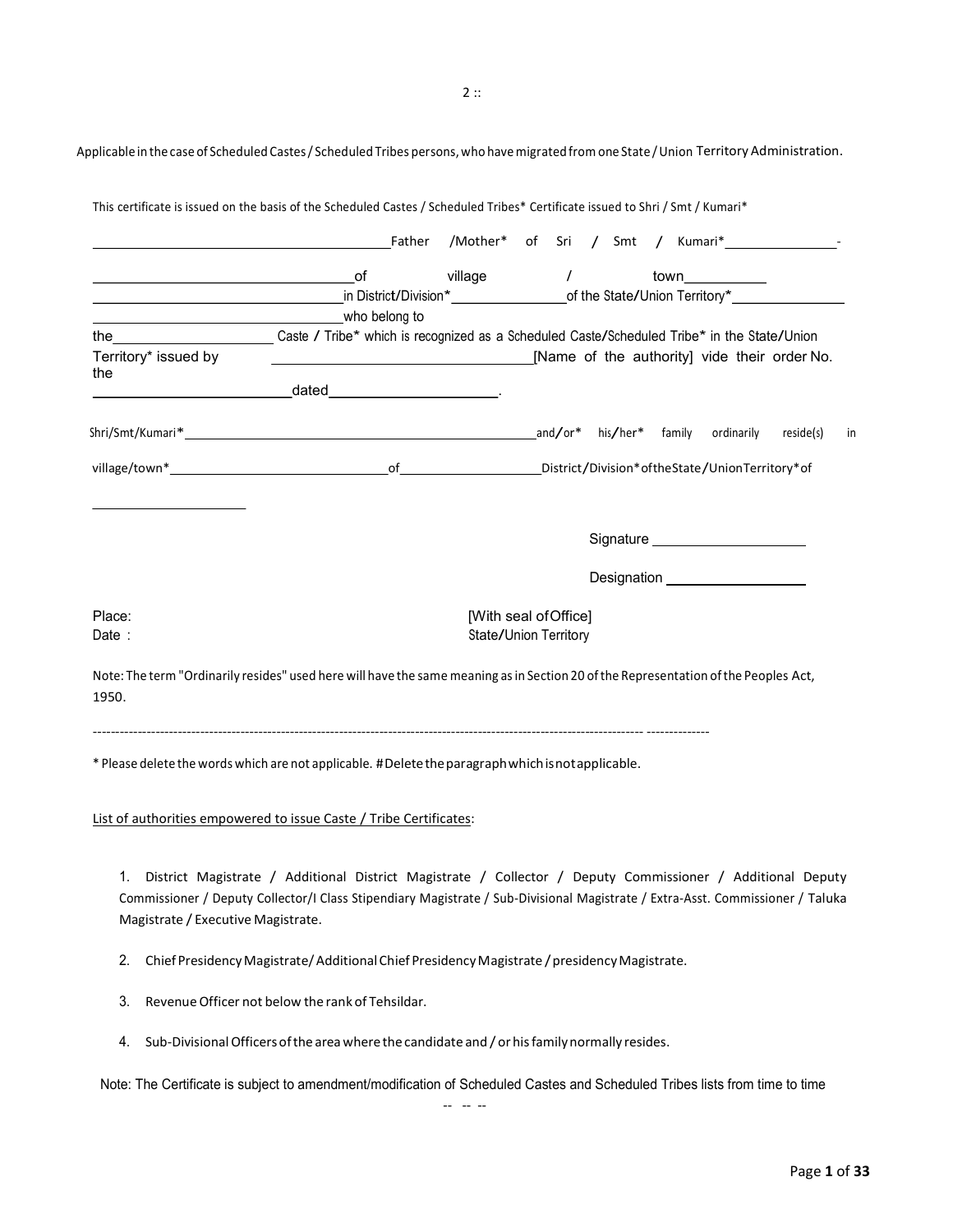2 ::

Applicable in the case of Scheduled Castes / Scheduled Tribes persons, who have migrated from one State / Union Territory Administration.

This certificate is issued on the basis of the Scheduled Castes / Scheduled Tribes* Certificate issued to Shri / Smt / Kumari*

\_\_\_\_\_\_\_\_\_\_\_\_\_\_\_\_\_\_\_\_\_\_\_\_\_\_\_\_\_\_\_\_ Father /Mother* of Sri / Smt / Kumari*\_\_\_\_\_\_\_\_\_\_\_\_\_\_-

\_\_\_\_\_\_\_\_\_\_\_\_\_\_\_\_\_\_\_\_\_\_\_\_\_\_\_\_\_\_ of village / town\_\_\_\_\_\_\_\_\_\_
\_\_\_\_\_\_\_\_\_\_\_\_\_\_\_\_\_\_\_\_\_\_\_\_\_\_\_\_\_\_ in District/Division*\_\_\_\_\_\_\_\_\_\_\_\_\_\_ of the State/Union Territory*\_\_\_\_\_\_\_\_\_\_\_\_\_\_
\_\_\_\_\_\_\_\_\_\_\_\_\_\_\_\_\_\_\_\_\_\_\_\_\_\_\_\_\_\_ who belong to
the\_\_\_\_\_\_\_\_\_\_\_\_\_\_\_\_\_\_\_\_ Caste / Tribe* which is recognized as a Scheduled Caste/Scheduled Tribe* in the State/Union Territory* issued by the \_\_\_\_\_\_\_\_\_\_\_\_\_\_\_\_\_\_\_\_\_\_\_\_\_\_\_\_\_\_[Name of the authority] vide their order No. \_\_\_\_\_\_\_\_\_\_\_\_\_\_\_\_\_\_\_\_\_\_\_\_ dated\_\_\_\_\_\_\_\_\_\_\_\_\_\_\_\_\_\_\_\_.

Shri/Smt/Kumari*\_\_\_\_\_\_\_\_\_\_\_\_\_\_\_\_\_\_\_\_\_\_\_\_\_\_\_\_\_\_\_\_\_\_\_\_\_\_\_\_ and/or* his/her* family ordinarily reside(s) in village/town*\_\_\_\_\_\_\_\_\_\_\_\_\_\_\_\_\_\_\_\_\_\_\_\_\_\_\_\_ of\_\_\_\_\_\_\_\_\_\_\_\_\_\_\_\_\_\_\_\_ District/Division* of the State/Union Territory* of \_\_\_\_\_\_\_\_\_\_\_\_\_\_\_\_\_\_\_\_

Signature \_\_\_\_\_\_\_\_\_\_\_\_\_\_\_\_\_\_\_\_

Designation \_\_\_\_\_\_\_\_\_\_\_\_\_\_\_\_\_\_\_\_

Place:
Date :

[With seal of Office]
State/Union Territory

Note: The term "Ordinarily resides" used here will have the same meaning as in Section 20 of the Representation of the Peoples Act, 1950.

---

\* Please delete the words which are not applicable. # Delete the paragraph which is not applicable.

<u>List of authorities empowered to issue Caste / Tribe Certificates</u>:

1. District Magistrate / Additional District Magistrate / Collector / Deputy Commissioner / Additional Deputy Commissioner / Deputy Collector/I Class Stipendiary Magistrate / Sub-Divisional Magistrate / Extra-Asst. Commissioner / Taluka Magistrate / Executive Magistrate.
2. Chief Presidency Magistrate/ Additional Chief Presidency Magistrate / presidency Magistrate.
3. Revenue Officer not below the rank of Tehsildar.
4. Sub-Divisional Officers of the area where the candidate and / or his family normally resides.

Note: The Certificate is subject to amendment/modification of Scheduled Castes and Scheduled Tribes lists from time to time

-- -- --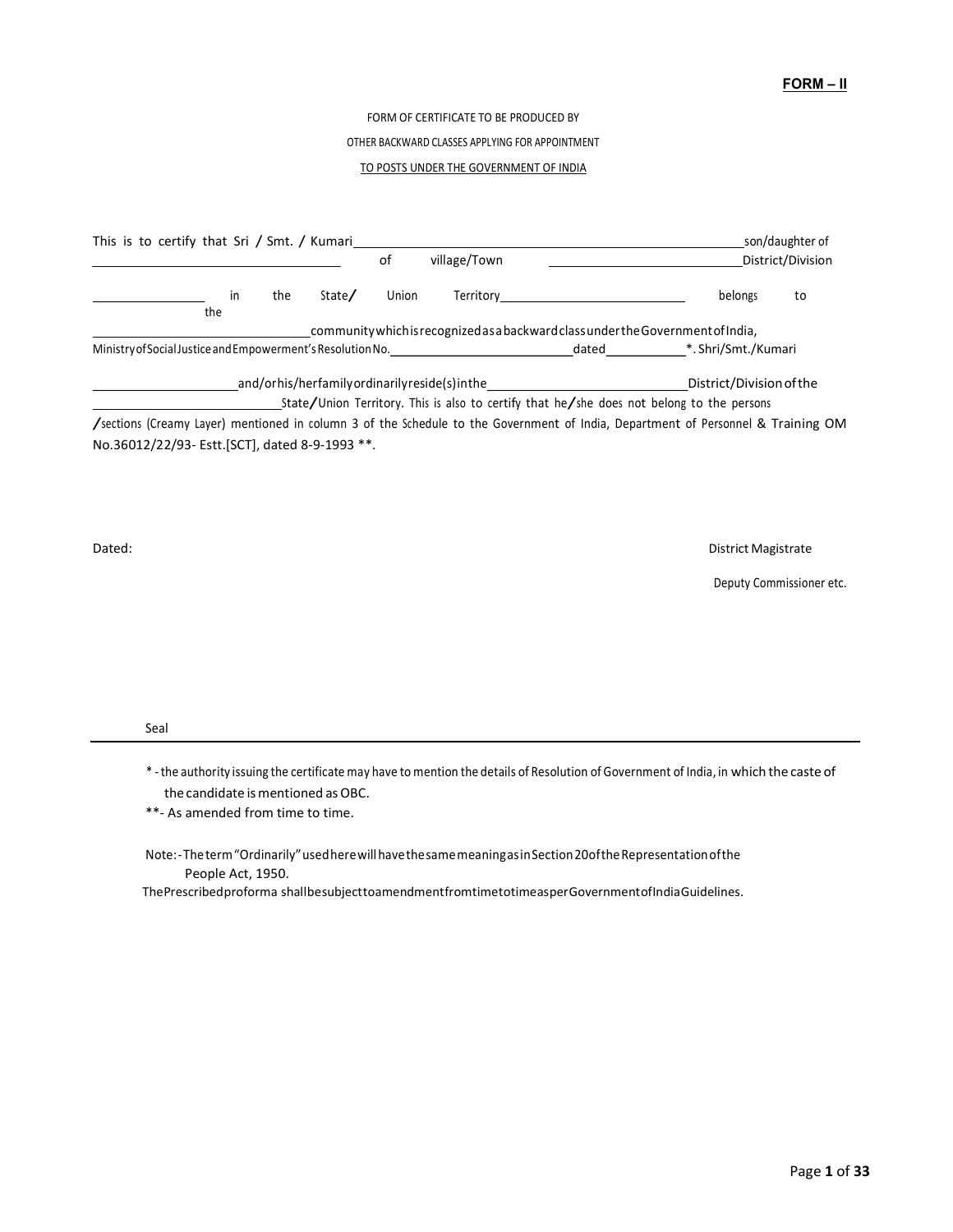**FORM – II**

FORM OF CERTIFICATE TO BE PRODUCED BY

OTHER BACKWARD CLASSES APPLYING FOR APPOINTMENT

TO POSTS UNDER THE GOVERNMENT OF INDIA

This is to certify that Sri / Smt. / Kumari ______________________________ son/daughter of ______________________ of village/Town ______________________ District/Division ______________ in the State/ Union Territory ______________________ belongs to the ______________________ community which is recognized as a backward class under the Government of India, Ministry of Social Justice and Empowerment's Resolution No. ______________________ dated __________ *. Shri/Smt./Kumari ________________ and/or his/her family ordinarily reside(s) in the ______________________ District/Division of the ______________________ State/Union Territory. This is also to certify that he/she does not belong to the persons /sections (Creamy Layer) mentioned in column 3 of the Schedule to the Government of India, Department of Personnel & Training OM No.36012/22/93- Estt.[SCT], dated 8-9-1993 **.

Dated:

District Magistrate

Deputy Commissioner etc.

Seal

* - the authority issuing the certificate may have to mention the details of Resolution of Government of India, in which the caste of the candidate is mentioned as OBC.

**- As amended from time to time.

Note:- The term "Ordinarily" used here will have the same meaning as in Section 20 of the Representation of the People Act, 1950.

The Prescribed proforma shall be subject to amendment from time to time as per Government of India Guidelines.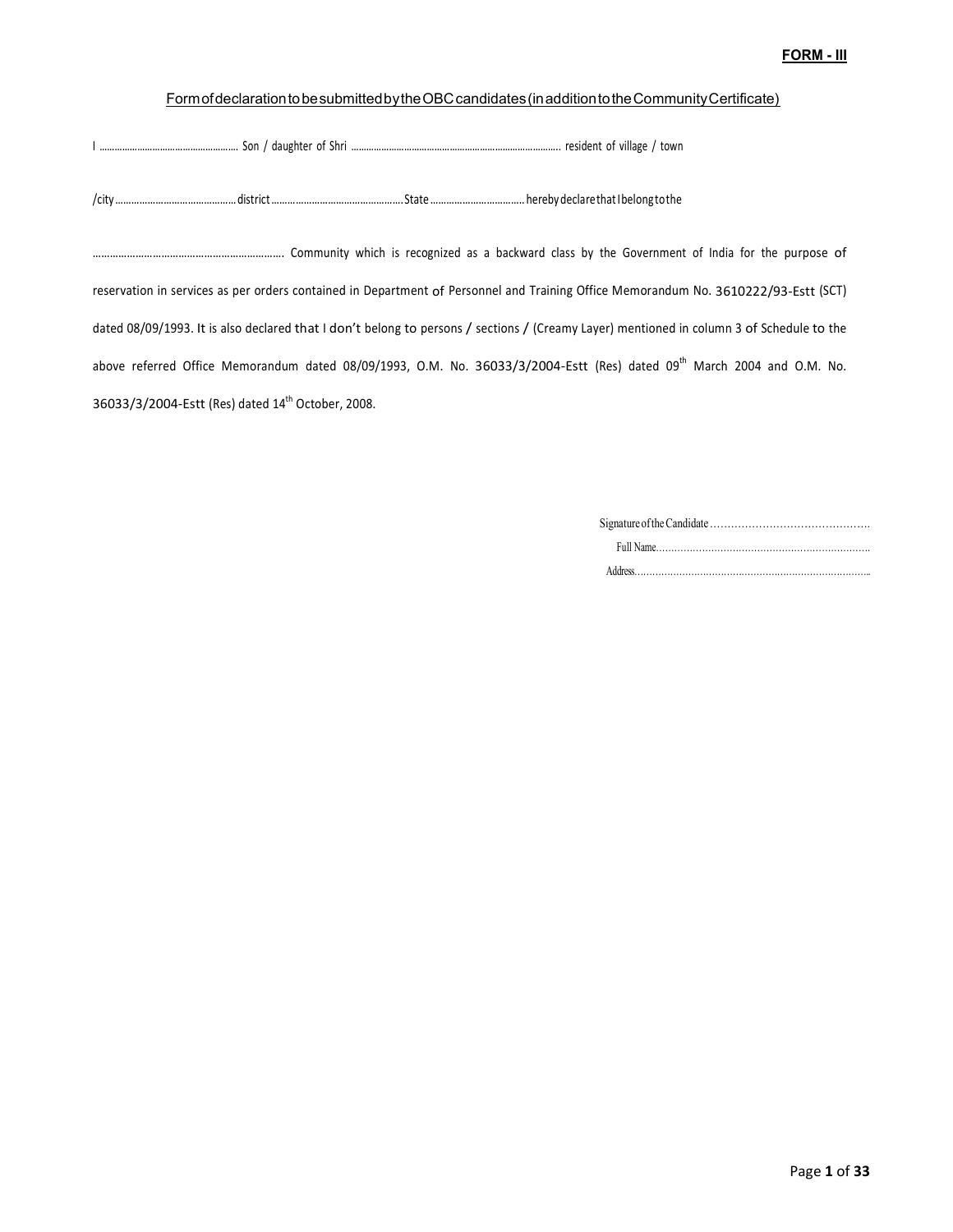**FORM - III**

Form of declaration to be submitted by the OBC candidates (in addition to the Community Certificate)

I ……………………………………………… Son / daughter of Shri ……………………………………………………………………….. resident of village / town

/city …………………………………… district ………………………………………… State …………………………… hereby declare that I belong to the

…………………………………………………………. Community which is recognized as a backward class by the Government of India for the purpose of reservation in services as per orders contained in Department of Personnel and Training Office Memorandum No. 3610222/93-Estt (SCT) dated 08/09/1993. It is also declared that I don't belong to persons / sections / (Creamy Layer) mentioned in column 3 of Schedule to the above referred Office Memorandum dated 08/09/1993, O.M. No. 36033/3/2004-Estt (Res) dated 09th March 2004 and O.M. No. 36033/3/2004-Estt (Res) dated 14th October, 2008.

Signature of the Candidate ……………………………………….

Full Name…………………………………………………………….

Address……………………………………………………………………..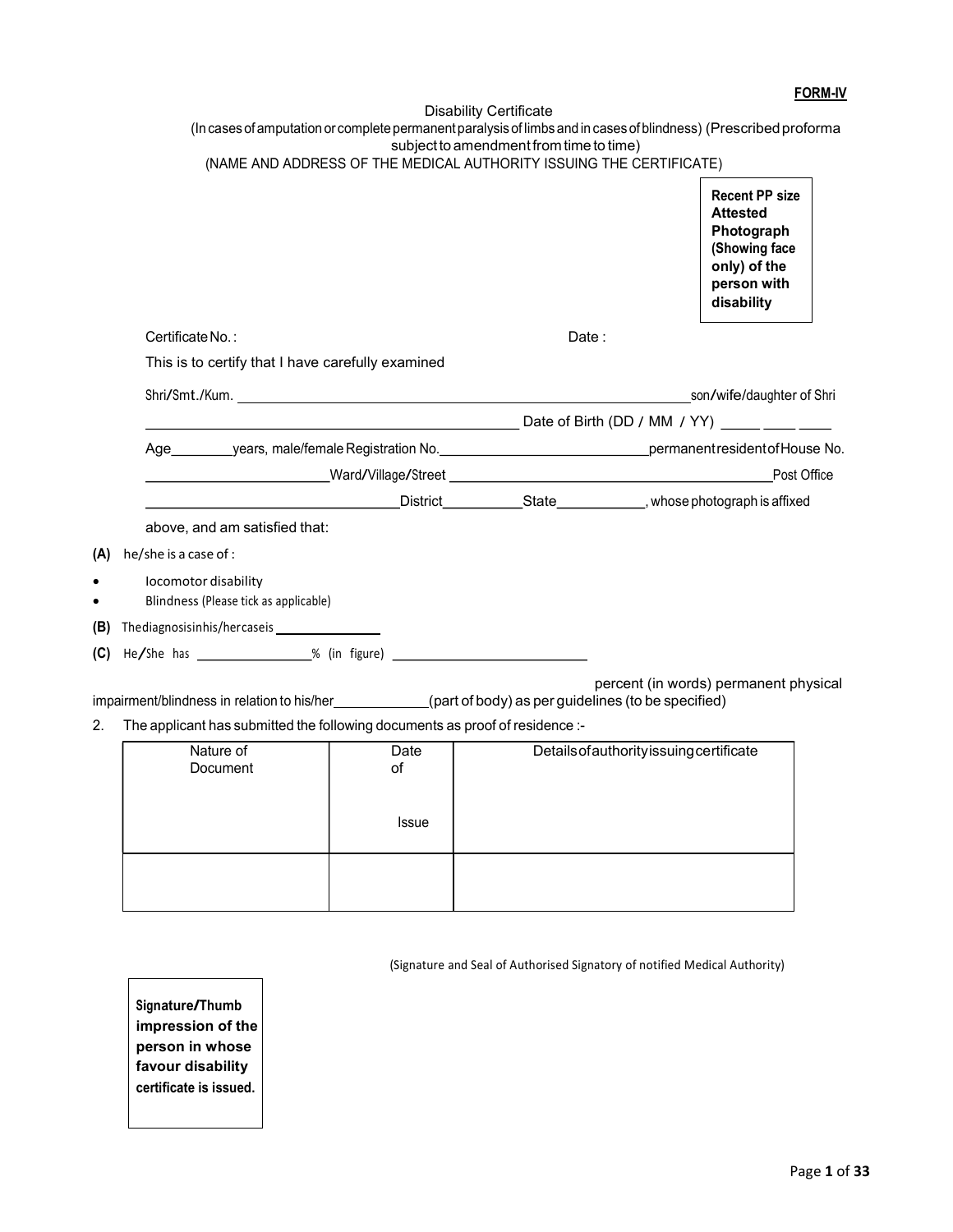**FORM-IV**

Disability Certificate

(In cases of amputation or complete permanent paralysis of limbs and in cases of blindness) (Prescribed proforma subject to amendment from time to time)

(NAME AND ADDRESS OF THE MEDICAL AUTHORITY ISSUING THE CERTIFICATE)

**Recent PP size Attested Photograph (Showing face only) of the person with disability**

Certificate No. : Date :

This is to certify that I have carefully examined

Shri/Smt./Kum. ______________________________ son/wife/daughter of Shri ______________________________ Date of Birth (DD / MM / YY) ____ ____ ____

Age________years, male/female Registration No.______________________ permanent resident of House No. ____________________ Ward/Village/Street ______________________________ Post Office ____________________ District__________ State___________, whose photograph is affixed above, and am satisfied that:

**(A)** he/she is a case of :

- locomotor disability
- Blindness (Please tick as applicable)

**(B)** The diagnosis in his/her case is ______________

**(C)** He/She has ______________% (in figure) ______________________ percent (in words) permanent physical impairment/blindness in relation to his/her____________(part of body) as per guidelines (to be specified)

2. The applicant has submitted the following documents as proof of residence :-

| Nature of Document | Date of Issue | Details of authority issuing certificate |
|---|---|---|
| | | |

(Signature and Seal of Authorised Signatory of notified Medical Authority)

**Signature/Thumb impression of the person in whose favour disability certificate is issued.**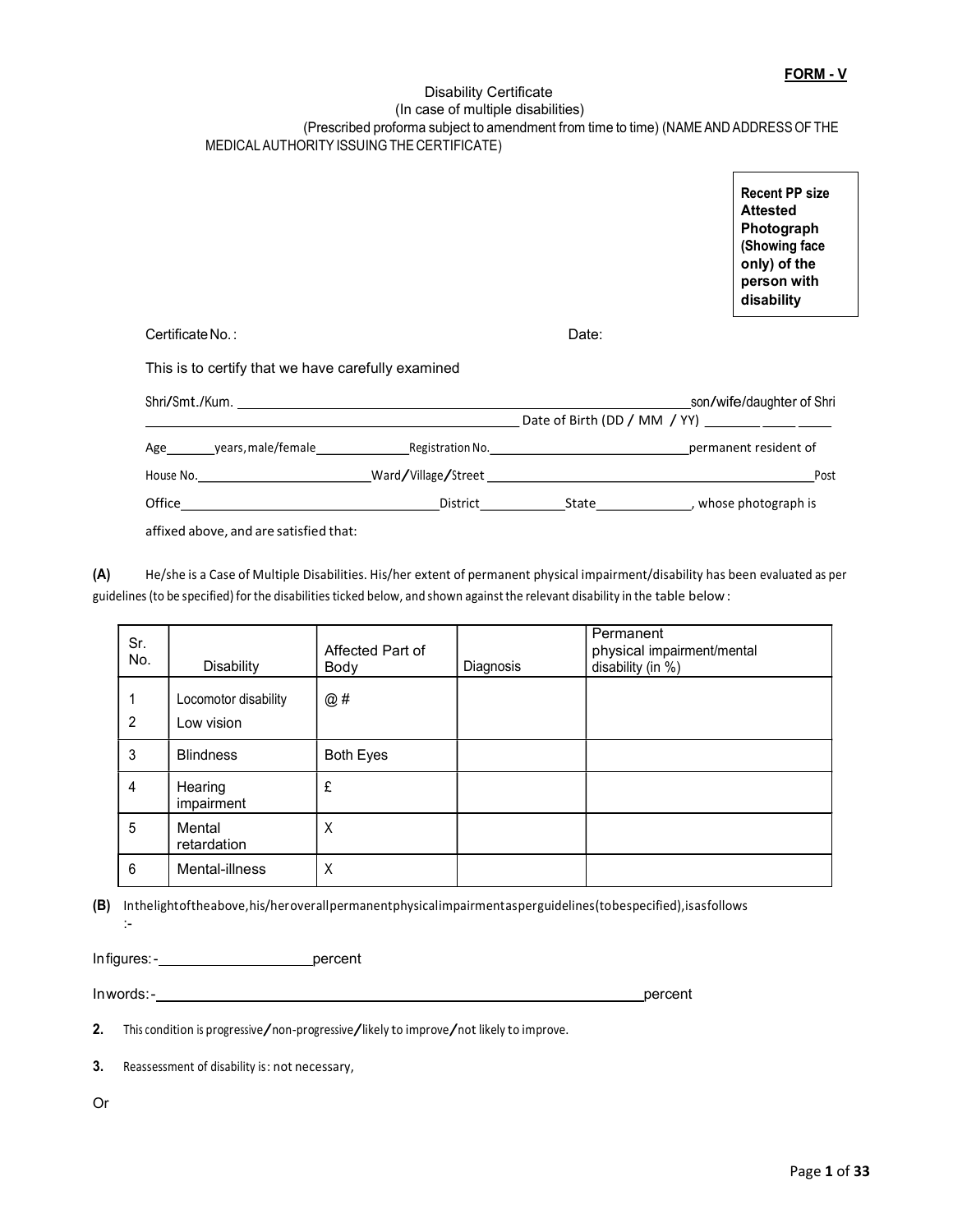**FORM - V**

Disability Certificate
(In case of multiple disabilities)
(Prescribed proforma subject to amendment from time to time) (NAME AND ADDRESS OF THE MEDICAL AUTHORITY ISSUING THE CERTIFICATE)

**Recent PP size Attested Photograph (Showing face only) of the person with disability**

Certificate No. : Date:

This is to certify that we have carefully examined

Shri/Smt./Kum. ______________________________________ son/wife/daughter of Shri ______________________________________ Date of Birth (DD / MM / YY) ________ _____ _____

Age_______years, male/female_____________Registration No.____________________________permanent resident of House No.________________________Ward/Village/Street ____________________________________________Post Office____________________________________District____________State_____________, whose photograph is affixed above, and are satisfied that:

**(A)** He/she is a Case of Multiple Disabilities. His/her extent of permanent physical impairment/disability has been evaluated as per guidelines (to be specified) for the disabilities ticked below, and shown against the relevant disability in the table below:

| Sr. No. | Disability | Affected Part of Body | Diagnosis | Permanent physical impairment/mental disability (in %) |
|---|---|---|---|---|
| 1<br>2 | Locomotor disability<br>Low vision | @ # | | |
| 3 | Blindness | Both Eyes | | |
| 4 | Hearing impairment | £ | | |
| 5 | Mental retardation | X | | |
| 6 | Mental-illness | X | | |

**(B)** In the light of the above, his/her overall permanent physical impairment as per guidelines (to be specified), is as follows :-

In figures: -____________________percent

In words: -______________________________________________________________percent

**2.** This condition is progressive/non-progressive/likely to improve/not likely to improve.

**3.** Reassessment of disability is: not necessary,

Or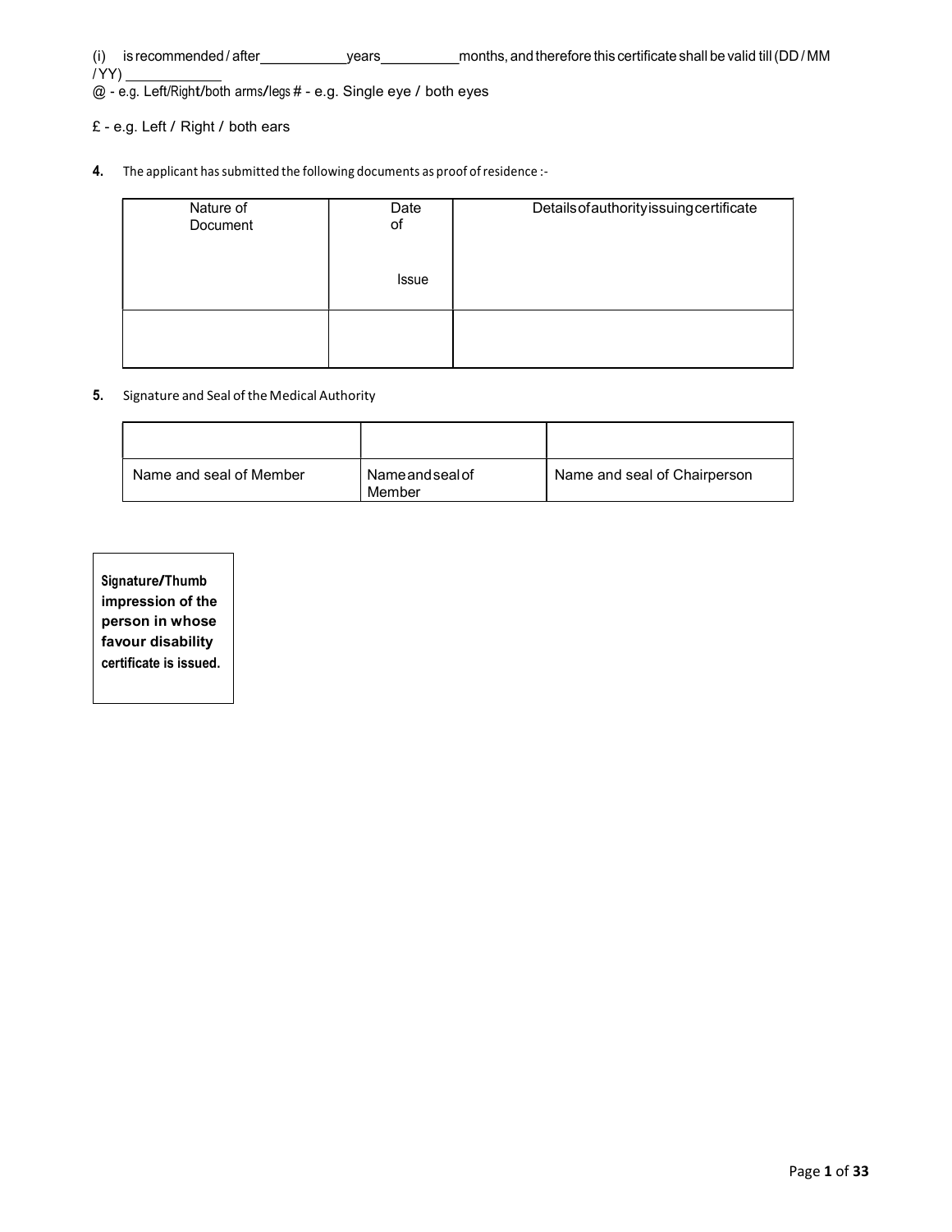(i) is recommended / after___________years__________months, and therefore this certificate shall be valid till (DD / MM / YY) ____________

@ - e.g. Left/Right/both arms/legs # - e.g. Single eye / both eyes

£ - e.g. Left / Right / both ears

**4.** The applicant has submitted the following documents as proof of residence :-

| Nature of Document | Date of Issue | Details of authority issuing certificate |
|---|---|---|
| | | |

**5.** Signature and Seal of the Medical Authority

| | | |
|---|---|---|
| | | |
| Name and seal of Member | Name and seal of Member | Name and seal of Chairperson |

| |
|---|
| **Signature/Thumb impression of the person in whose favour disability certificate is issued.** |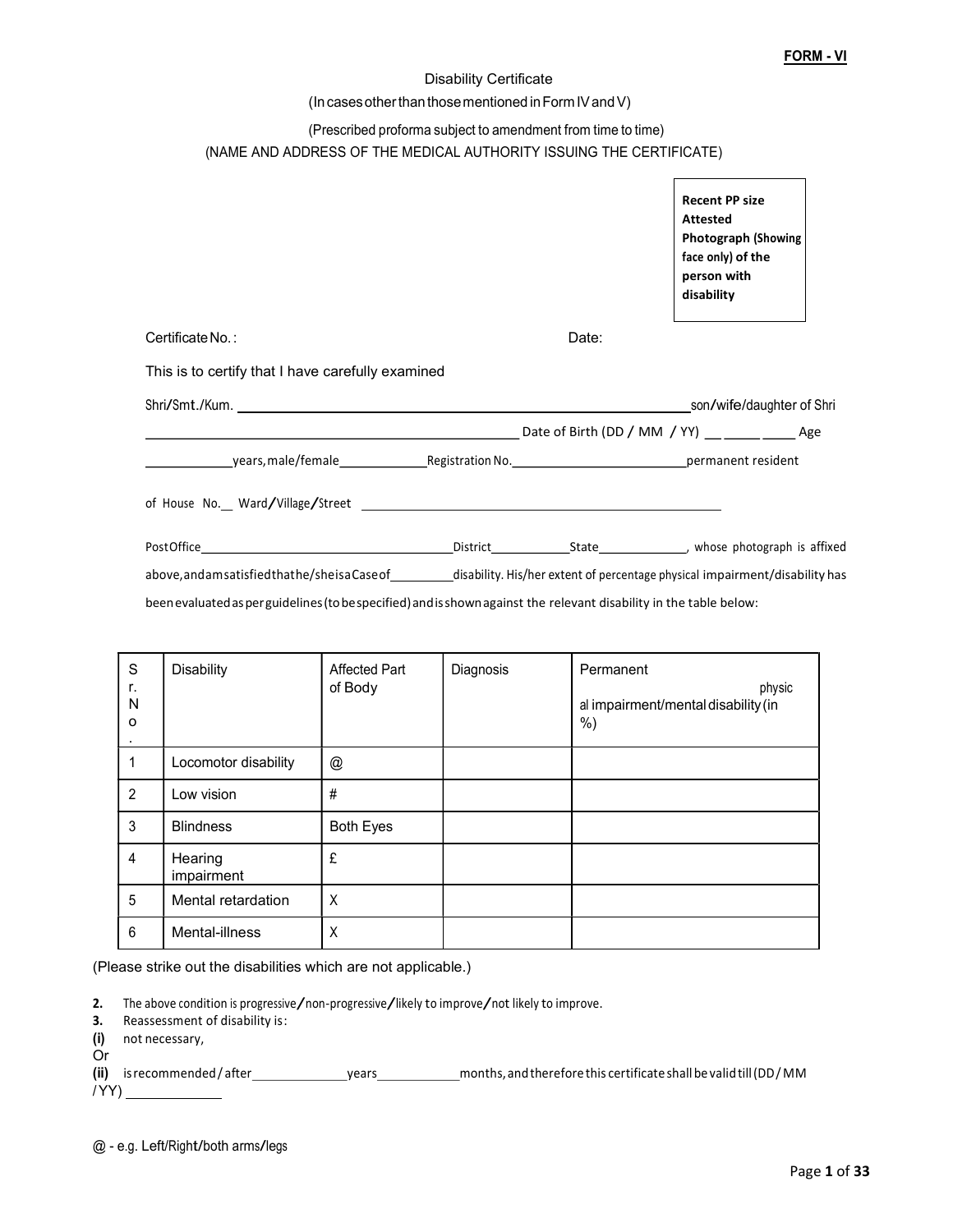**FORM - VI**

Disability Certificate

(In cases other than those mentioned in Form IV and V)

(Prescribed proforma subject to amendment from time to time)

(NAME AND ADDRESS OF THE MEDICAL AUTHORITY ISSUING THE CERTIFICATE)

**Recent PP size Attested Photograph (Showing face only) of the person with disability**

Certificate No.: Date:

This is to certify that I have carefully examined

Shri/Smt./Kum. ____________________________________________ son/wife/daughter of Shri ____________________________________________ Date of Birth (DD / MM / YY) __ _____ _____ Age ____________ years, male/female ____________ Registration No. ________________________ permanent resident of House No.__ Ward/Village/Street ____________________________________________

Post Office ________________________ District ____________ State ____________, whose photograph is affixed above, and am satisfied that he/she is a Case of _________ disability. His/her extent of percentage physical impairment/disability has been evaluated as per guidelines (to be specified) and is shown against the relevant disability in the table below:

| Sr. No. | Disability | Affected Part of Body | Diagnosis | Permanent physical impairment/mental disability (in %) |
|---|---|---|---|---|
| 1 | Locomotor disability | @ | | |
| 2 | Low vision | # | | |
| 3 | Blindness | Both Eyes | | |
| 4 | Hearing impairment | £ | | |
| 5 | Mental retardation | X | | |
| 6 | Mental-illness | X | | |

(Please strike out the disabilities which are not applicable.)

**2.** The above condition is progressive/non-progressive/likely to improve/not likely to improve.

**3.** Reassessment of disability is:

**(i)** not necessary,

Or

**(ii)** is recommended / after ______________ years ____________ months, and therefore this certificate shall be valid till (DD / MM / YY) _____________

@ - e.g. Left/Right/both arms/legs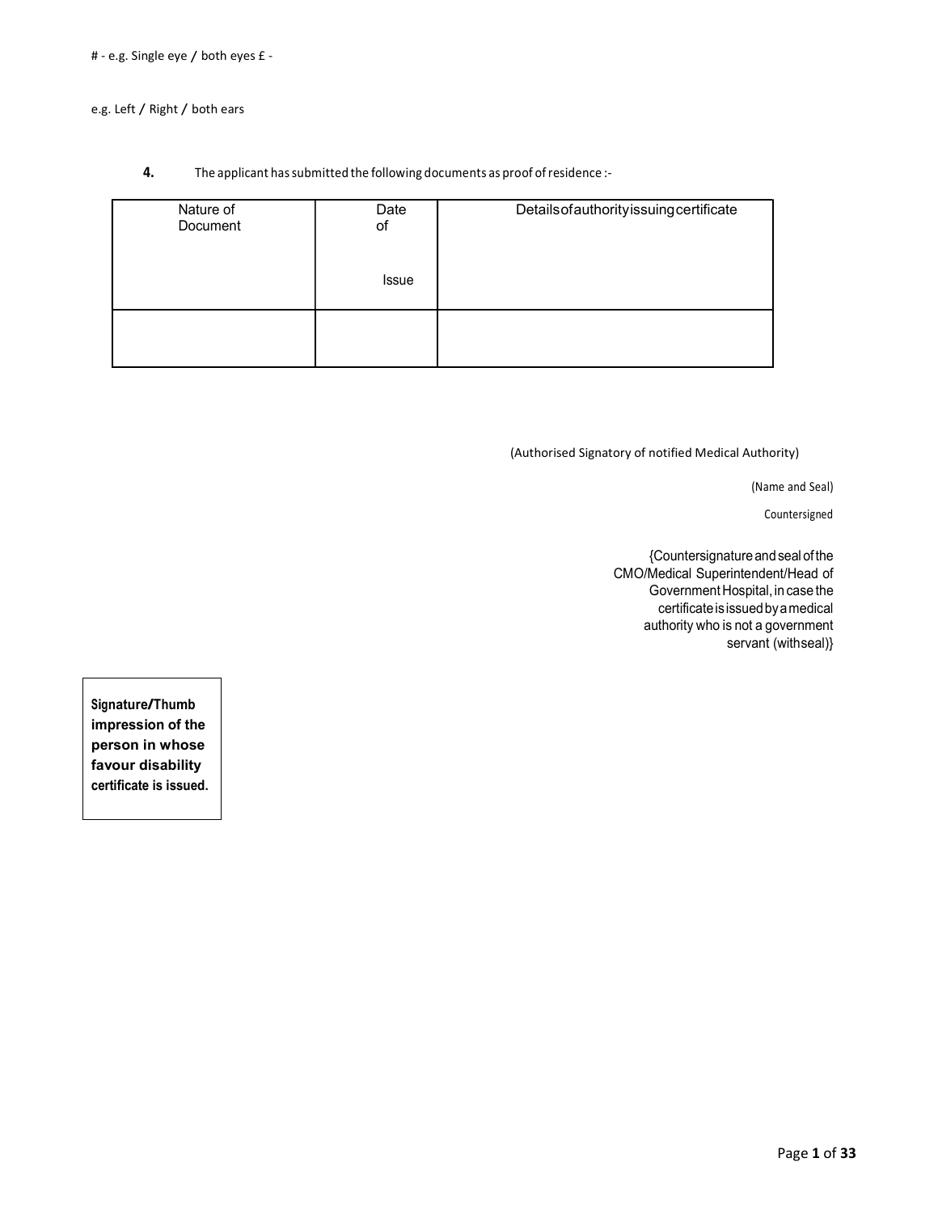# - e.g. Single eye / both eyes £ -

e.g. Left / Right / both ears

**4.** The applicant has submitted the following documents as proof of residence :-

| Nature of Document | Date of Issue | Details of authority issuing certificate |
|---|---|---|
| | | |

(Authorised Signatory of notified Medical Authority)

(Name and Seal)

Countersigned

{Countersignature and seal of the CMO/Medical Superintendent/Head of Government Hospital, in case the certificate is issued by a medical authority who is not a government servant (with seal)}

**Signature/Thumb impression of the person in whose favour disability certificate is issued.**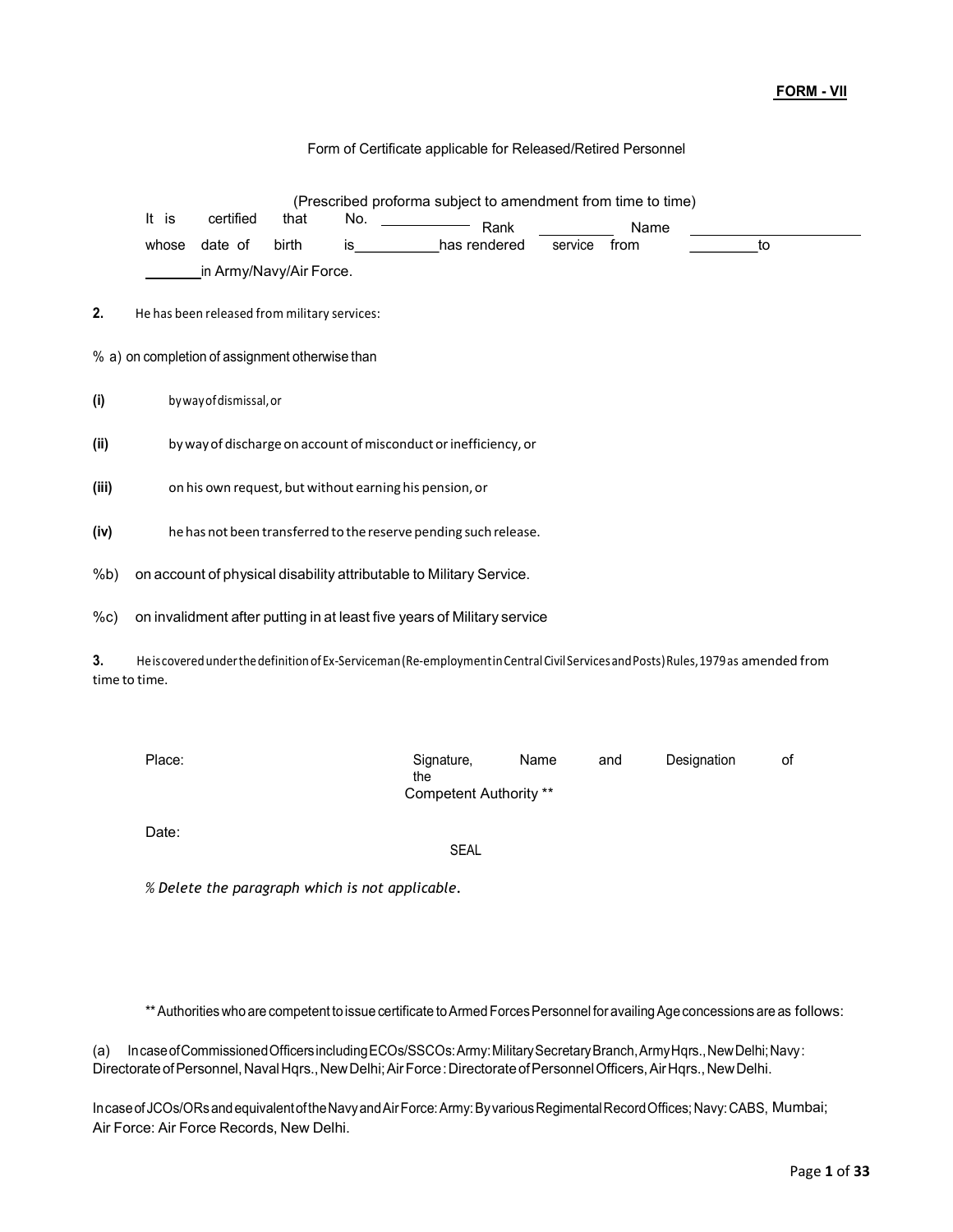**FORM - VII**

Form of Certificate applicable for Released/Retired Personnel

(Prescribed proforma subject to amendment from time to time)

It is certified that No. ___________ Rank _________ Name ____________________ whose date of birth is__________has rendered service from ________to _______in Army/Navy/Air Force.

**2.** He has been released from military services:

% a) on completion of assignment otherwise than

**(i)** by way of dismissal, or

**(ii)** by way of discharge on account of misconduct or inefficiency, or

**(iii)** on his own request, but without earning his pension, or

**(iv)** he has not been transferred to the reserve pending such release.

%b) on account of physical disability attributable to Military Service.

%c) on invalidment after putting in at least five years of Military service

**3.** He is covered under the definition of Ex-Serviceman (Re-employment in Central Civil Services and Posts) Rules, 1979 as amended from time to time.

Place:

Signature, Name and Designation of the Competent Authority **

Date:

SEAL

*% Delete the paragraph which is not applicable.*

** Authorities who are competent to issue certificate to Armed Forces Personnel for availing Age concessions are as follows:

(a) In case of Commissioned Officers including ECOs/SSCOs: Army: Military Secretary Branch, Army Hqrs., New Delhi; Navy: Directorate of Personnel, Naval Hqrs., New Delhi; Air Force: Directorate of Personnel Officers, Air Hqrs., New Delhi.

In case of JCOs/ORs and equivalent of the Navy and Air Force: Army: By various Regimental Record Offices; Navy: CABS, Mumbai; Air Force: Air Force Records, New Delhi.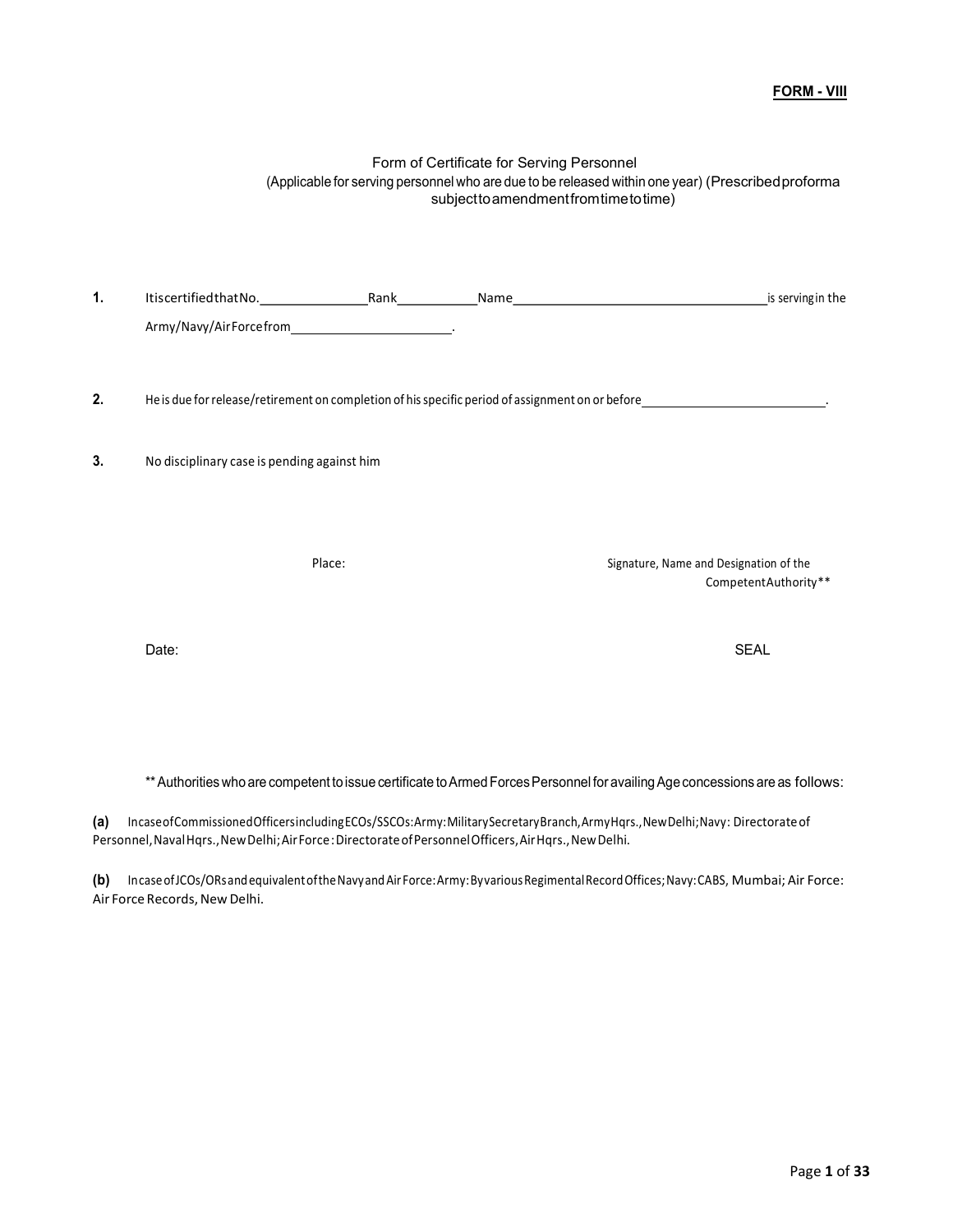**FORM - VIII**

Form of Certificate for Serving Personnel
(Applicable for serving personnel who are due to be released within one year) (Prescribed proforma subject to amendment from time to time)

**1.** It is certified that No.______________ Rank__________ Name________________________________ is serving in the Army/Navy/Air Force from____________________.

**2.** He is due for release/retirement on completion of his specific period of assignment on or before________________________.

**3.** No disciplinary case is pending against him

Place: Signature, Name and Designation of the Competent Authority**

Date: SEAL

** Authorities who are competent to issue certificate to Armed Forces Personnel for availing Age concessions are as follows:

**(a)** In case of Commissioned Officers including ECOs/SSCOs: Army: Military Secretary Branch, Army Hqrs., New Delhi; Navy: Directorate of Personnel, Naval Hqrs., New Delhi; Air Force: Directorate of Personnel Officers, Air Hqrs., New Delhi.

**(b)** In case of JCOs/ORs and equivalent of the Navy and Air Force: Army: By various Regimental Record Offices; Navy: CABS, Mumbai; Air Force: Air Force Records, New Delhi.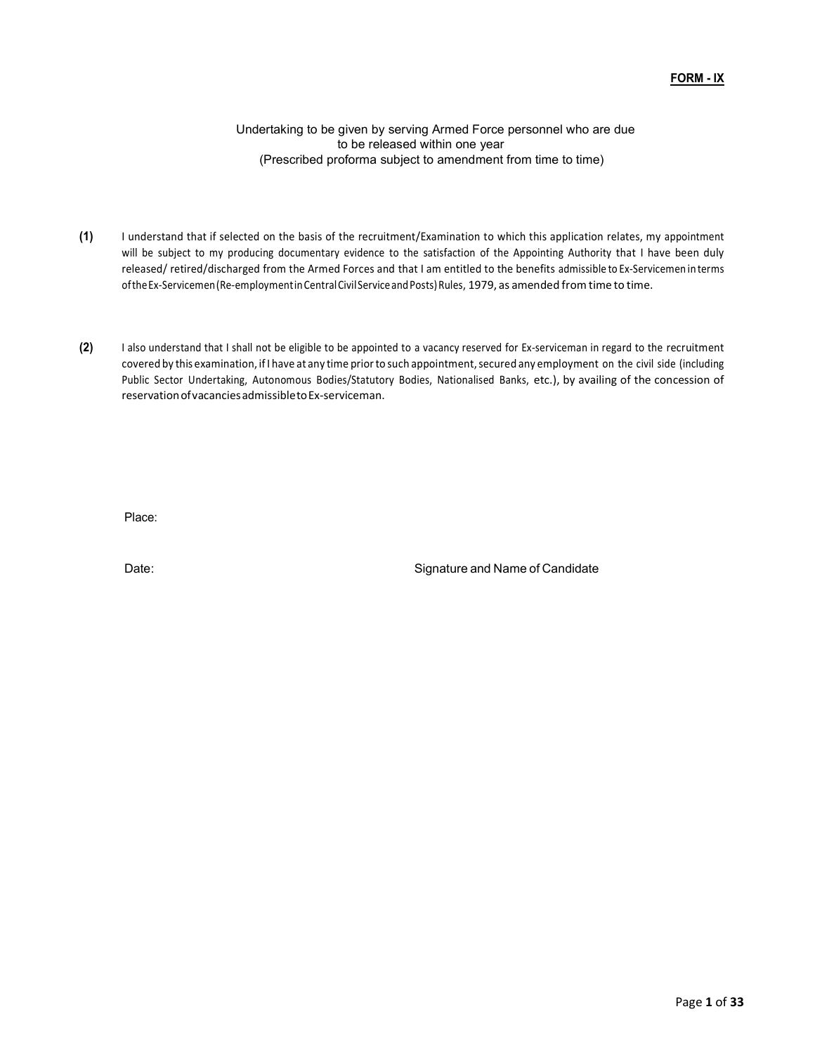**FORM - IX**

Undertaking to be given by serving Armed Force personnel who are due to be released within one year
(Prescribed proforma subject to amendment from time to time)

**(1)** I understand that if selected on the basis of the recruitment/Examination to which this application relates, my appointment will be subject to my producing documentary evidence to the satisfaction of the Appointing Authority that I have been duly released/ retired/discharged from the Armed Forces and that I am entitled to the benefits admissible to Ex-Servicemen in terms of the Ex-Servicemen (Re-employment in Central Civil Service and Posts) Rules, 1979, as amended from time to time.

**(2)** I also understand that I shall not be eligible to be appointed to a vacancy reserved for Ex-serviceman in regard to the recruitment covered by this examination, if I have at any time prior to such appointment, secured any employment on the civil side (including Public Sector Undertaking, Autonomous Bodies/Statutory Bodies, Nationalised Banks, etc.), by availing of the concession of reservation of vacancies admissible to Ex-serviceman.

Place:

Date: Signature and Name of Candidate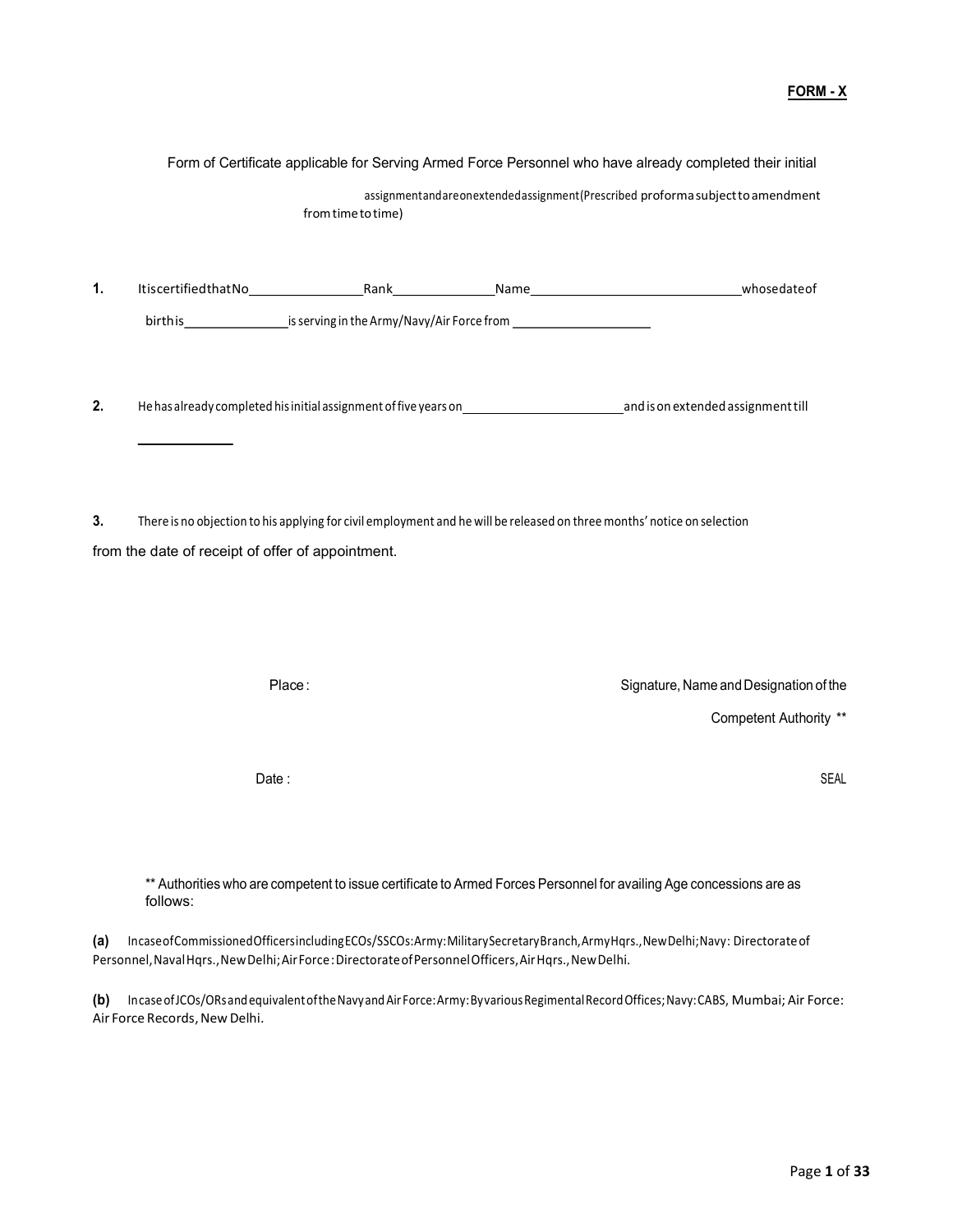**FORM - X**

Form of Certificate applicable for Serving Armed Force Personnel who have already completed their initial assignment and are on extended assignment (Prescribed proforma subject to amendment from time to time)

**1.** It is certified that No\_\_\_\_\_\_\_\_\_\_\_\_\_\_\_\_Rank\_\_\_\_\_\_\_\_\_\_\_\_\_\_Name\_\_\_\_\_\_\_\_\_\_\_\_\_\_\_\_\_\_\_\_\_\_\_\_\_\_\_\_\_whose date of birth is\_\_\_\_\_\_\_\_\_\_\_\_\_\_\_is serving in the Army/Navy/Air Force from \_\_\_\_\_\_\_\_\_\_\_\_\_\_\_\_\_\_\_\_

**2.** He has already completed his initial assignment of five years on\_\_\_\_\_\_\_\_\_\_\_\_\_\_\_\_\_\_\_\_\_\_\_and is on extended assignment till \_\_\_\_\_\_\_\_\_\_\_\_\_

**3.** There is no objection to his applying for civil employment and he will be released on three months' notice on selection from the date of receipt of offer of appointment.

Place :

Signature, Name and Designation of the Competent Authority **

Date :

SEAL

** Authorities who are competent to issue certificate to Armed Forces Personnel for availing Age concessions are as follows:

**(a)** In case of Commissioned Officers including ECOs/SSCOs: Army: Military Secretary Branch, Army Hqrs., New Delhi; Navy: Directorate of Personnel, Naval Hqrs., New Delhi; Air Force: Directorate of Personnel Officers, Air Hqrs., New Delhi.

**(b)** In case of JCOs/ORs and equivalent of the Navy and Air Force: Army: By various Regimental Record Offices; Navy: CABS, Mumbai; Air Force: Air Force Records, New Delhi.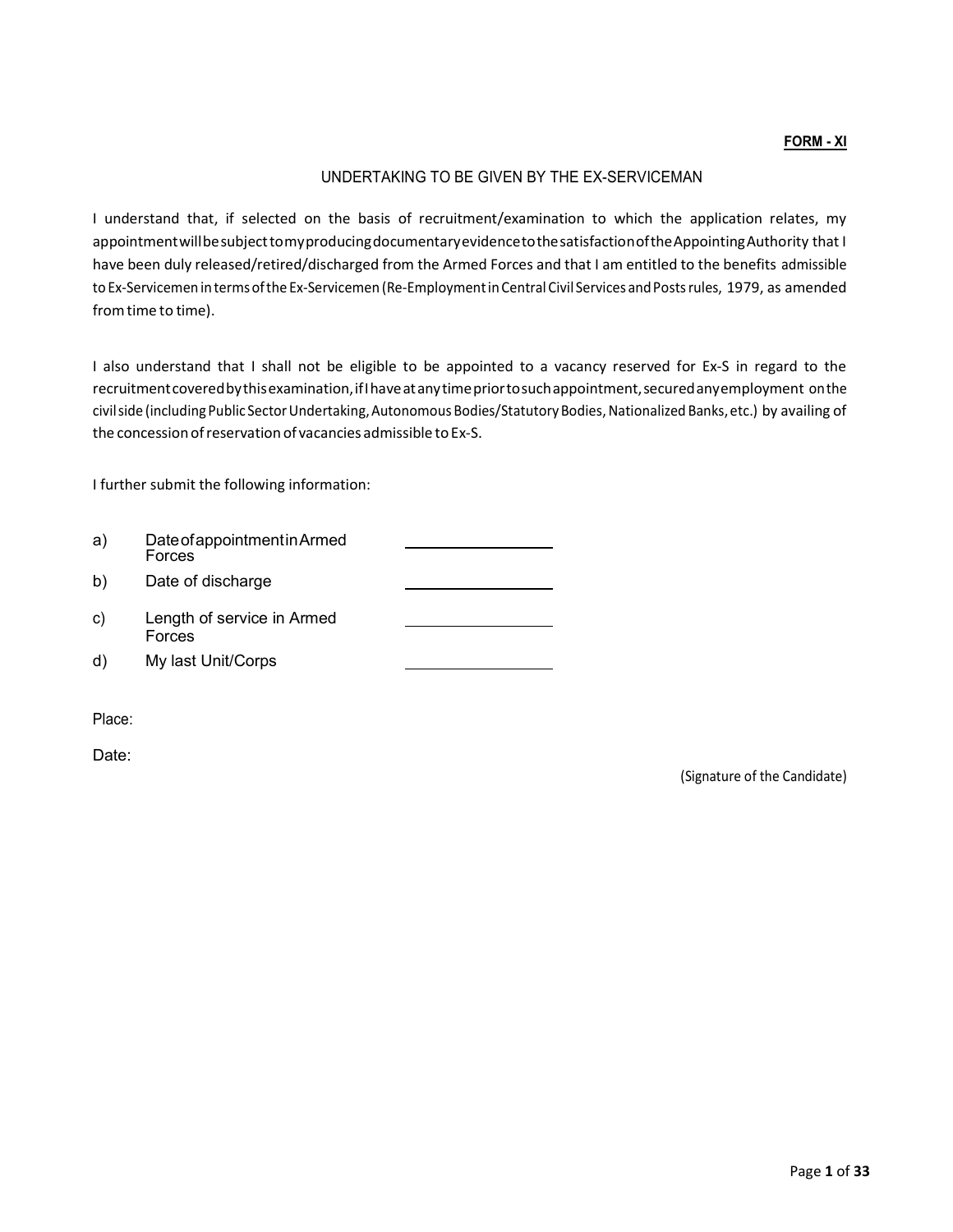**FORM - XI**

UNDERTAKING TO BE GIVEN BY THE EX-SERVICEMAN

I understand that, if selected on the basis of recruitment/examination to which the application relates, my appointment will be subject to my producing documentary evidence to the satisfaction of the Appointing Authority that I have been duly released/retired/discharged from the Armed Forces and that I am entitled to the benefits admissible to Ex-Servicemen in terms of the Ex-Servicemen (Re-Employment in Central Civil Services and Posts rules, 1979, as amended from time to time).

I also understand that I shall not be eligible to be appointed to a vacancy reserved for Ex-S in regard to the recruitment covered by this examination, if I have at any time prior to such appointment, secured any employment on the civil side (including Public Sector Undertaking, Autonomous Bodies/Statutory Bodies, Nationalized Banks, etc.) by availing of the concession of reservation of vacancies admissible to Ex-S.

I further submit the following information:

a) Date of appointment in Armed Forces ____________________

b) Date of discharge ____________________

c) Length of service in Armed Forces ____________________

d) My last Unit/Corps ____________________

Place:

Date:

(Signature of the Candidate)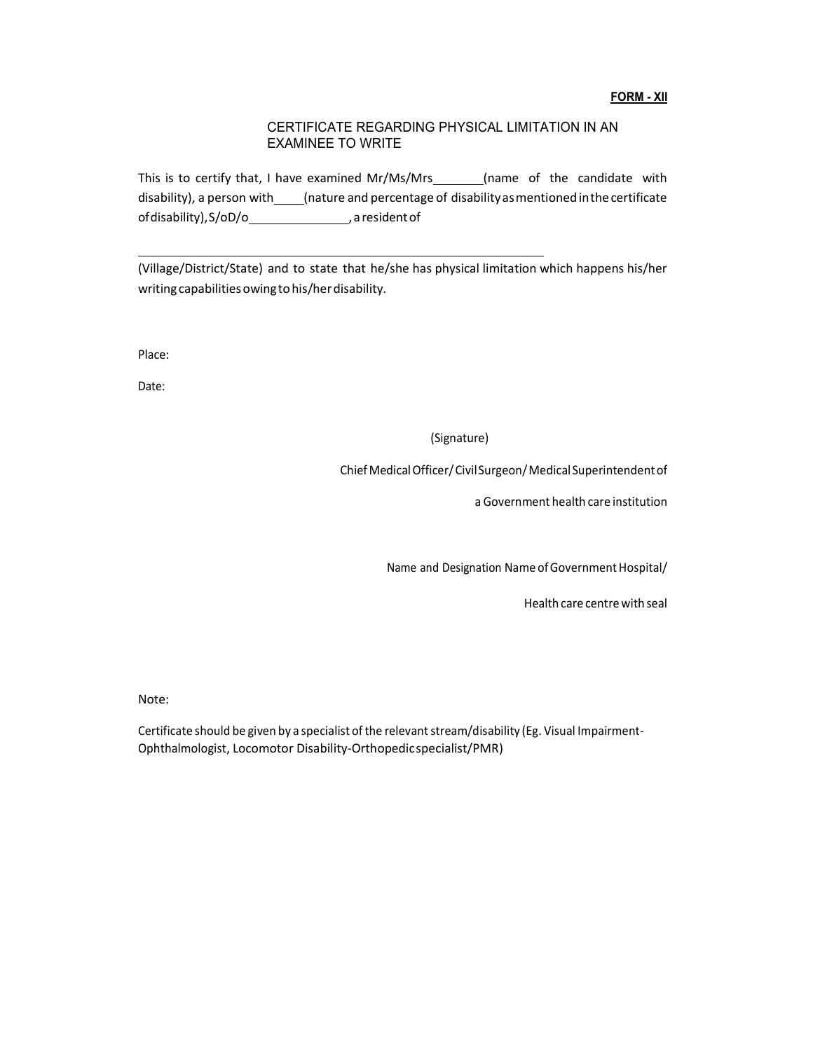**FORM - XII**

## CERTIFICATE REGARDING PHYSICAL LIMITATION IN AN EXAMINEE TO WRITE

This is to certify that, I have examined Mr/Ms/Mrs________(name of the candidate with disability), a person with____(nature and percentage of disability as mentioned in the certificate of disability), S/oD/o_______________, a resident of

____________________________________________________________

(Village/District/State) and to state that he/she has physical limitation which happens his/her writing capabilities owing to his/her disability.

Place:

Date:

(Signature)

Chief Medical Officer/ Civil Surgeon/ Medical Superintendent of

a Government health care institution

Name and Designation Name of Government Hospital/

Health care centre with seal

Note:

Certificate should be given by a specialist of the relevant stream/disability (Eg. Visual Impairment-Ophthalmologist, Locomotor Disability-Orthopedic specialist/PMR)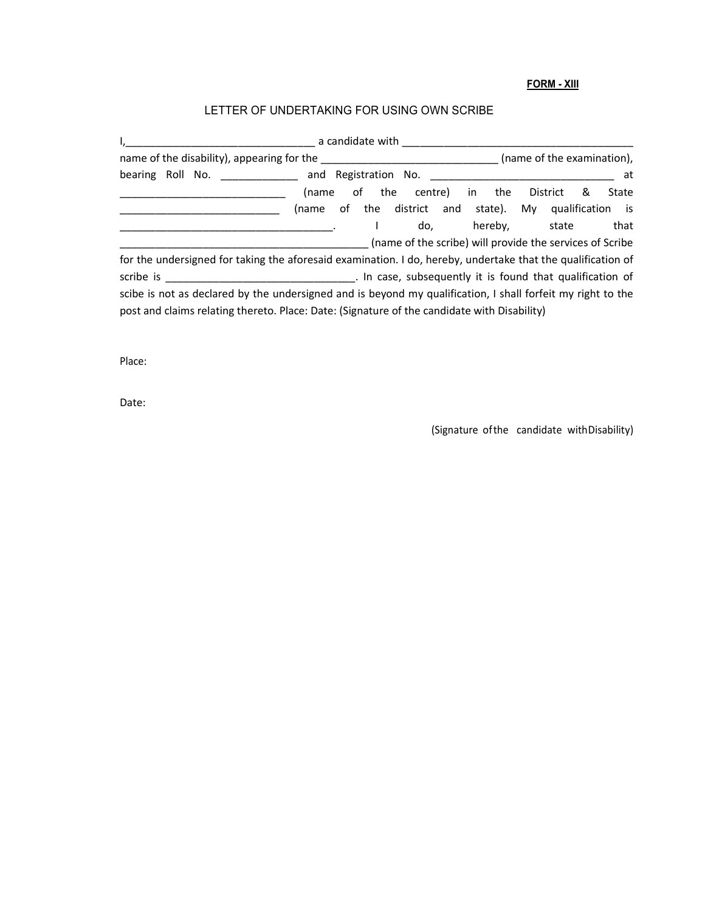**FORM - XIII**

LETTER OF UNDERTAKING FOR USING OWN SCRIBE

I,_________________________________ a candidate with ________________________________________ name of the disability), appearing for the ______________________________ (name of the examination), bearing Roll No. _____________ and Registration No. ________________________________ at ____________________________ (name of the centre) in the District & State ___________________________ (name of the district and state). My qualification is _____________________________________. I do, hereby, state that __________________________________________ (name of the scribe) will provide the services of Scribe for the undersigned for taking the aforesaid examination. I do, hereby, undertake that the qualification of scribe is ________________________________. In case, subsequently it is found that qualification of scibe is not as declared by the undersigned and is beyond my qualification, I shall forfeit my right to the post and claims relating thereto. Place: Date: (Signature of the candidate with Disability)

Place:

Date:

(Signature of the candidate with Disability)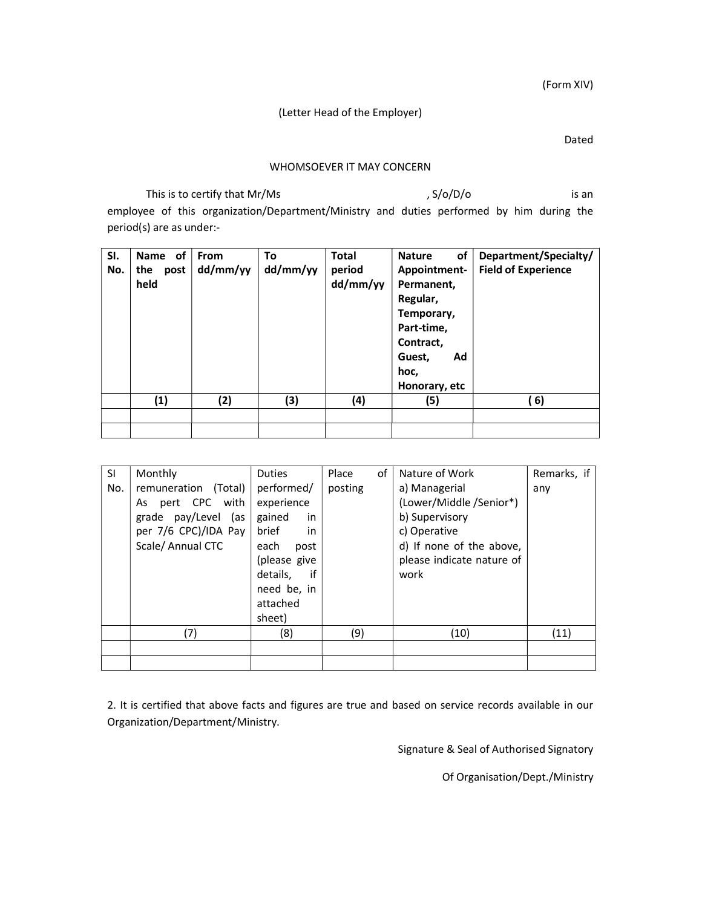(Form XIV)

(Letter Head of the Employer)

Dated

WHOMSOEVER IT MAY CONCERN

This is to certify that Mr/Ms , S/o/D/o is an employee of this organization/Department/Ministry and duties performed by him during the period(s) are as under:-

| **Sl. No.** | **Name of the post held** | **From dd/mm/yy** | **To dd/mm/yy** | **Total period dd/mm/yy** | **Nature of Appointment- Permanent, Regular, Temporary, Part-time, Contract, Guest, Ad hoc, Honorary, etc** | **Department/Specialty/ Field of Experience** |
|---|---|---|---|---|---|---|
| | **(1)** | **(2)** | **(3)** | **(4)** | **(5)** | **( 6)** |
| | | | | | | |
| | | | | | | |

| Sl No. | Monthly remuneration (Total) As pert CPC with grade pay/Level (as per 7/6 CPC)/IDA Pay Scale/ Annual CTC | Duties performed/ experience gained in brief in each post (please give details, if need be, in attached sheet) | Place of posting | Nature of Work<br>a) Managerial (Lower/Middle /Senior*)<br>b) Supervisory<br>c) Operative<br>d) If none of the above, please indicate nature of work | Remarks, if any |
|---|---|---|---|---|---|
| | (7) | (8) | (9) | (10) | (11) |
| | | | | | |
| | | | | | |

2. It is certified that above facts and figures are true and based on service records available in our Organization/Department/Ministry.

Signature & Seal of Authorised Signatory

Of Organisation/Dept./Ministry